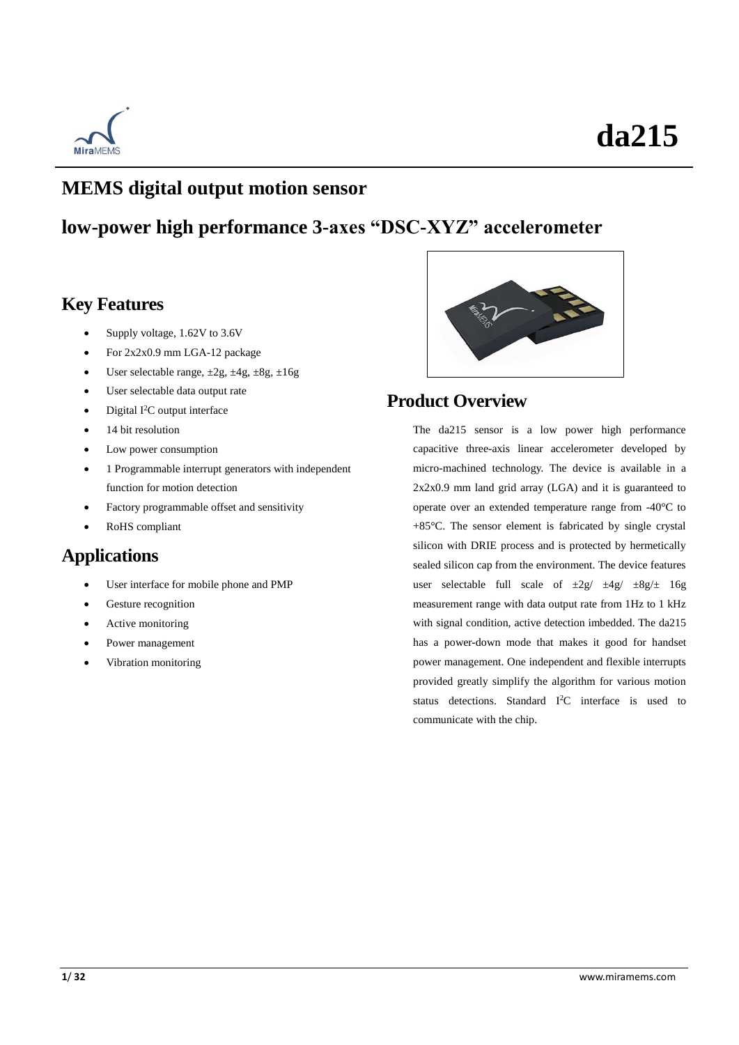# da215

## MEMS digital output motion sensor

## low-power high performance 3-axes "DSC-XYZ" accelerometer

### Key Features

- Supply voltage, 1.62V to 3.6V
- For 2x2x0.9 mm LGA-12 package
- User selectable range, ±2g, ±4g, ±8g, ±16g
- User selectable data output rate
- Digital I²C output interface
- 14 bit resolution
- Low power consumption
- 1 Programmable interrupt generators with independent function for motion detection
- Factory programmable offset and sensitivity
- RoHS compliant

### Applications

- User interface for mobile phone and PMP
- Gesture recognition
- Active monitoring
- Power management
- Vibration monitoring

### Product Overview

The da215 sensor is a low power high performance capacitive three-axis linear accelerometer developed by micro-machined technology. The device is available in a 2x2x0.9 mm land grid array (LGA) and it is guaranteed to operate over an extended temperature range from -40°C to +85°C. The sensor element is fabricated by single crystal silicon with DRIE process and is protected by hermetically sealed silicon cap from the environment. The device features user selectable full scale of ±2g/ ±4g/ ±8g/± 16g measurement range with data output rate from 1Hz to 1 kHz with signal condition, active detection imbedded. The da215 has a power-down mode that makes it good for handset power management. One independent and flexible interrupts provided greatly simplify the algorithm for various motion status detections. Standard I²C interface is used to communicate with the chip.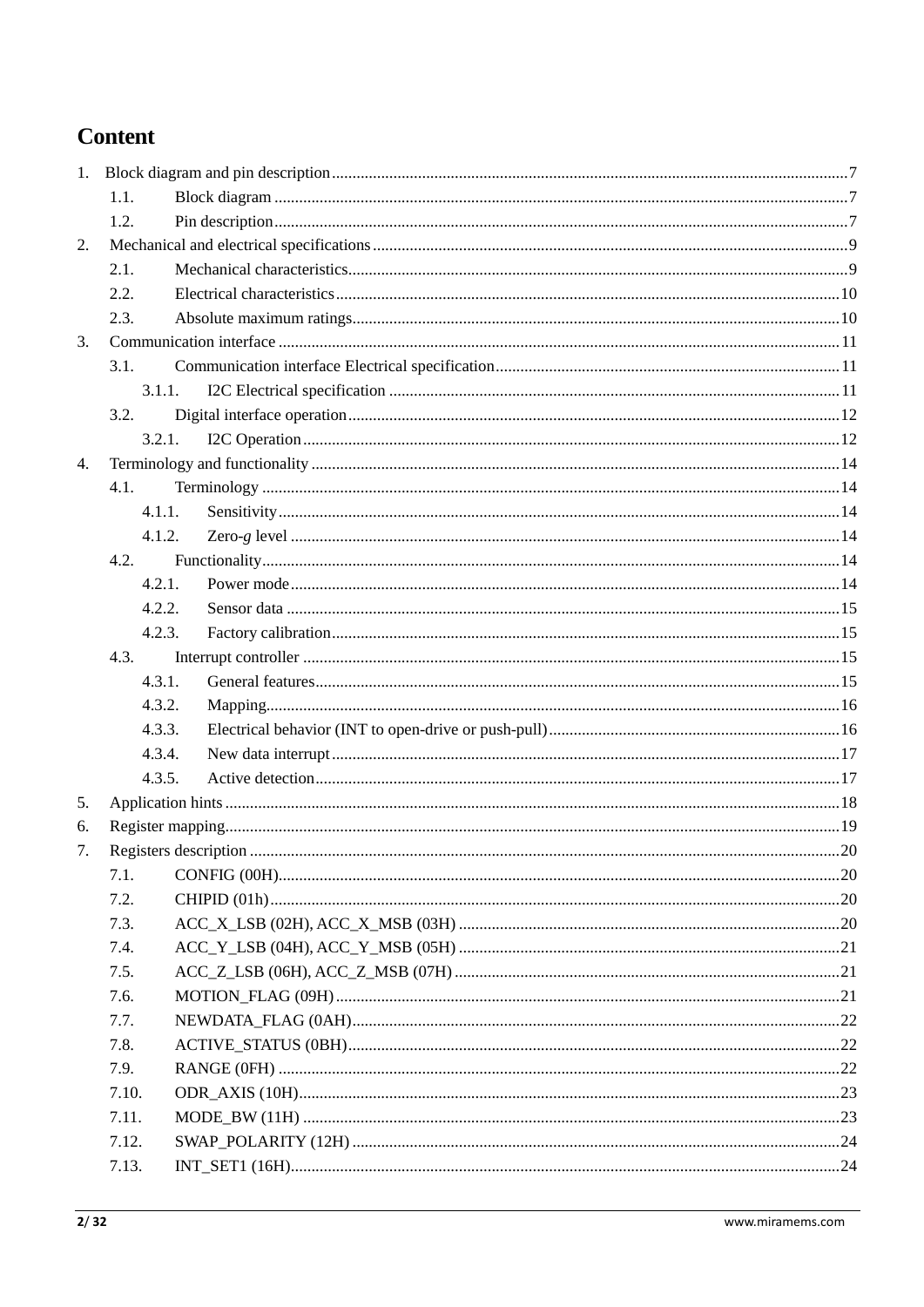# Content

1. Block diagram and pin description....7
   - 1.1. Block diagram....7
   - 1.2. Pin description....7
2. Mechanical and electrical specifications....9
   - 2.1. Mechanical characteristics....9
   - 2.2. Electrical characteristics....10
   - 2.3. Absolute maximum ratings....10
3. Communication interface....11
   - 3.1. Communication interface Electrical specification....11
     - 3.1.1. I2C Electrical specification....11
   - 3.2. Digital interface operation....12
     - 3.2.1. I2C Operation....12
4. Terminology and functionality....14
   - 4.1. Terminology....14
     - 4.1.1. Sensitivity....14
     - 4.1.2. Zero-*g* level....14
   - 4.2. Functionality....14
     - 4.2.1. Power mode....14
     - 4.2.2. Sensor data....15
     - 4.2.3. Factory calibration....15
   - 4.3. Interrupt controller....15
     - 4.3.1. General features....15
     - 4.3.2. Mapping....16
     - 4.3.3. Electrical behavior (INT to open-drive or push-pull)....16
     - 4.3.4. New data interrupt....17
     - 4.3.5. Active detection....17
5. Application hints....18
6. Register mapping....19
7. Registers description....20
   - 7.1. CONFIG (00H)....20
   - 7.2. CHIPID (01h)....20
   - 7.3. ACC_X_LSB (02H), ACC_X_MSB (03H)....20
   - 7.4. ACC_Y_LSB (04H), ACC_Y_MSB (05H)....21
   - 7.5. ACC_Z_LSB (06H), ACC_Z_MSB (07H)....21
   - 7.6. MOTION_FLAG (09H)....21
   - 7.7. NEWDATA_FLAG (0AH)....22
   - 7.8. ACTIVE_STATUS (0BH)....22
   - 7.9. RANGE (0FH)....22
   - 7.10. ODR_AXIS (10H)....23
   - 7.11. MODE_BW (11H)....23
   - 7.12. SWAP_POLARITY (12H)....24
   - 7.13. INT_SET1 (16H)....24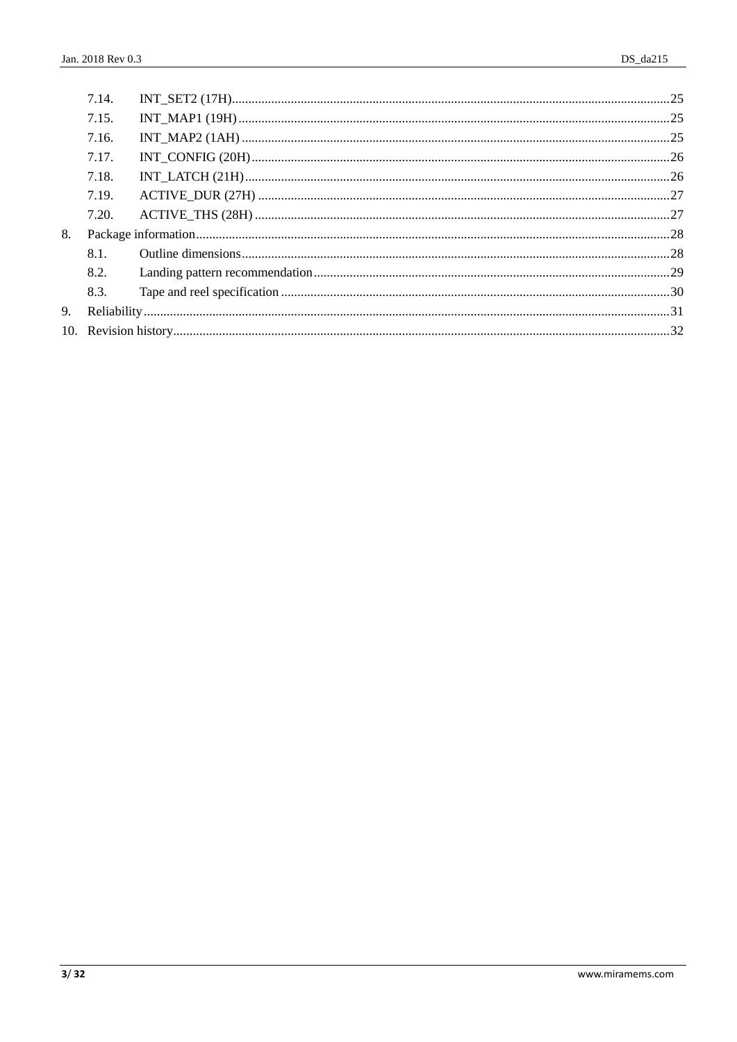7.14. INT_SET2 (17H) ........................................................ 25

7.15. INT_MAP1 (19H) ........................................................ 25

7.16. INT_MAP2 (1AH) ........................................................ 25

7.17. INT_CONFIG (20H) ...................................................... 26

7.18. INT_LATCH (21H) ....................................................... 26

7.19. ACTIVE_DUR (27H) ...................................................... 27

7.20. ACTIVE_THS (28H) ...................................................... 27

8. Package information ........................................................ 28

8.1. Outline dimensions ....................................................... 28

8.2. Landing pattern recommendation ........................................... 29

8.3. Tape and reel specification .............................................. 30

9. Reliability ................................................................. 31

10. Revision history ........................................................... 32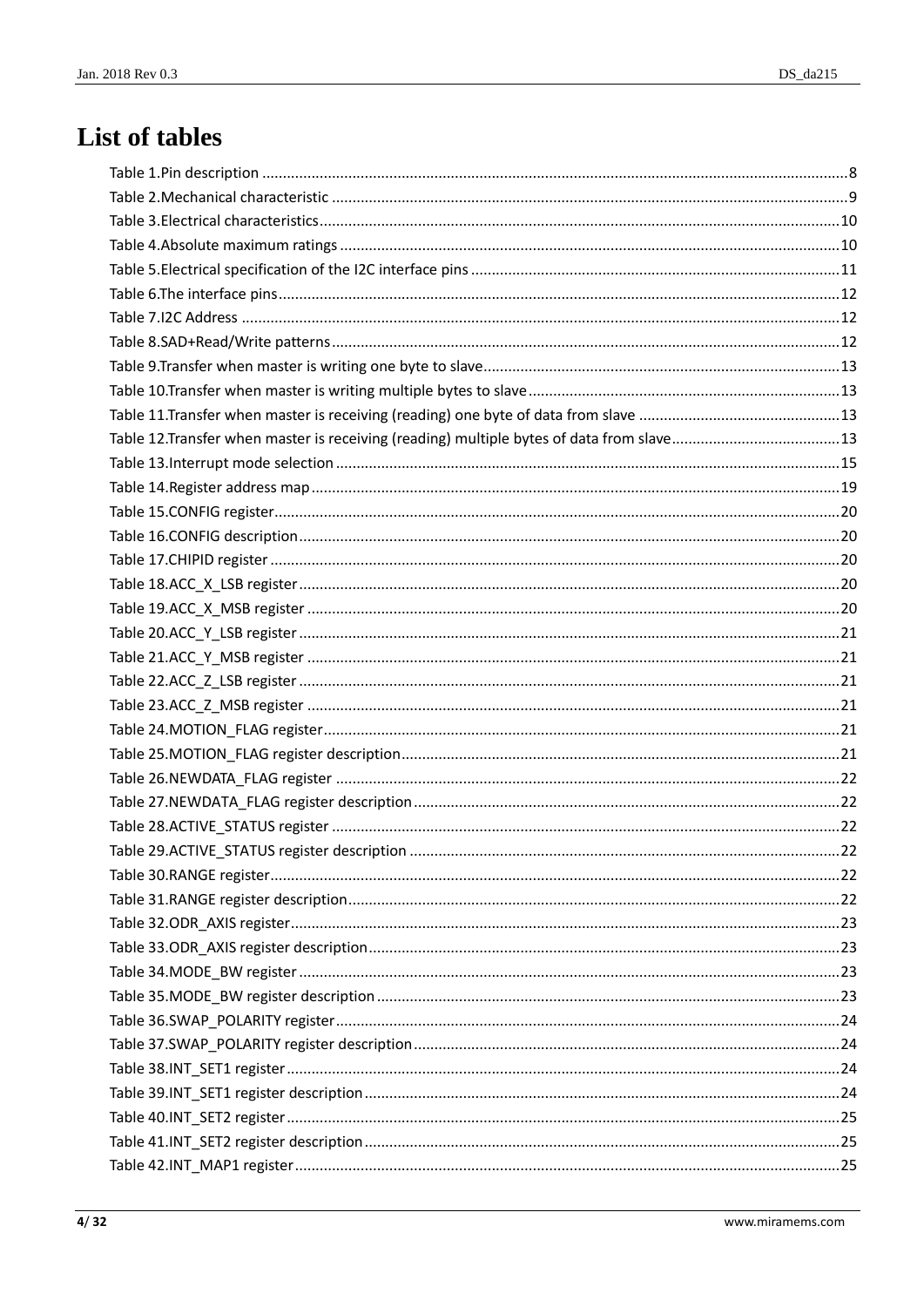# List of tables

Table 1.Pin description ....8
Table 2.Mechanical characteristic ....9
Table 3.Electrical characteristics....10
Table 4.Absolute maximum ratings ....10
Table 5.Electrical specification of the I2C interface pins ....11
Table 6.The interface pins....12
Table 7.I2C Address ....12
Table 8.SAD+Read/Write patterns....12
Table 9.Transfer when master is writing one byte to slave....13
Table 10.Transfer when master is writing multiple bytes to slave....13
Table 11.Transfer when master is receiving (reading) one byte of data from slave ....13
Table 12.Transfer when master is receiving (reading) multiple bytes of data from slave....13
Table 13.Interrupt mode selection ....15
Table 14.Register address map....19
Table 15.CONFIG register....20
Table 16.CONFIG description....20
Table 17.CHIPID register ....20
Table 18.ACC_X_LSB register....20
Table 19.ACC_X_MSB register ....20
Table 20.ACC_Y_LSB register....21
Table 21.ACC_Y_MSB register ....21
Table 22.ACC_Z_LSB register ....21
Table 23.ACC_Z_MSB register ....21
Table 24.MOTION_FLAG register....21
Table 25.MOTION_FLAG register description....21
Table 26.NEWDATA_FLAG register ....22
Table 27.NEWDATA_FLAG register description....22
Table 28.ACTIVE_STATUS register ....22
Table 29.ACTIVE_STATUS register description ....22
Table 30.RANGE register....22
Table 31.RANGE register description....22
Table 32.ODR_AXIS register....23
Table 33.ODR_AXIS register description....23
Table 34.MODE_BW register ....23
Table 35.MODE_BW register description ....23
Table 36.SWAP_POLARITY register....24
Table 37.SWAP_POLARITY register description....24
Table 38.INT_SET1 register....24
Table 39.INT_SET1 register description....24
Table 40.INT_SET2 register....25
Table 41.INT_SET2 register description....25
Table 42.INT_MAP1 register....25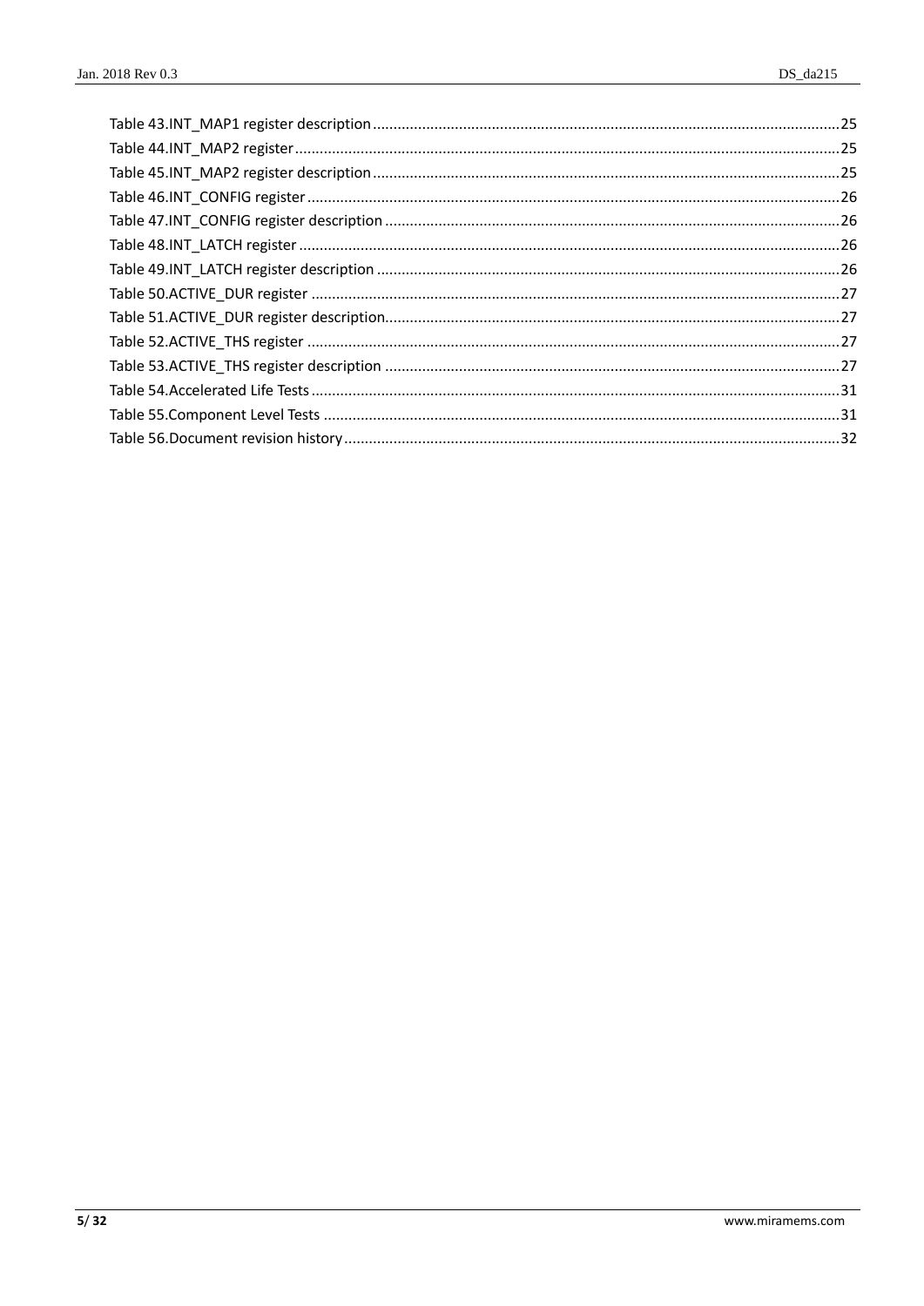Table 43.INT_MAP1 register description ........................................................................................................25
Table 44.INT_MAP2 register........................................................................................................................25
Table 45.INT_MAP2 register description ........................................................................................................25
Table 46.INT_CONFIG register ....................................................................................................................26
Table 47.INT_CONFIG register description ....................................................................................................26
Table 48.INT_LATCH register .....................................................................................................................26
Table 49.INT_LATCH register description .......................................................................................................26
Table 50.ACTIVE_DUR register ....................................................................................................................27
Table 51.ACTIVE_DUR register description.....................................................................................................27
Table 52.ACTIVE_THS register .....................................................................................................................27
Table 53.ACTIVE_THS register description .....................................................................................................27
Table 54.Accelerated Life Tests .....................................................................................................................31
Table 55.Component Level Tests ...................................................................................................................31
Table 56.Document revision history ...............................................................................................................32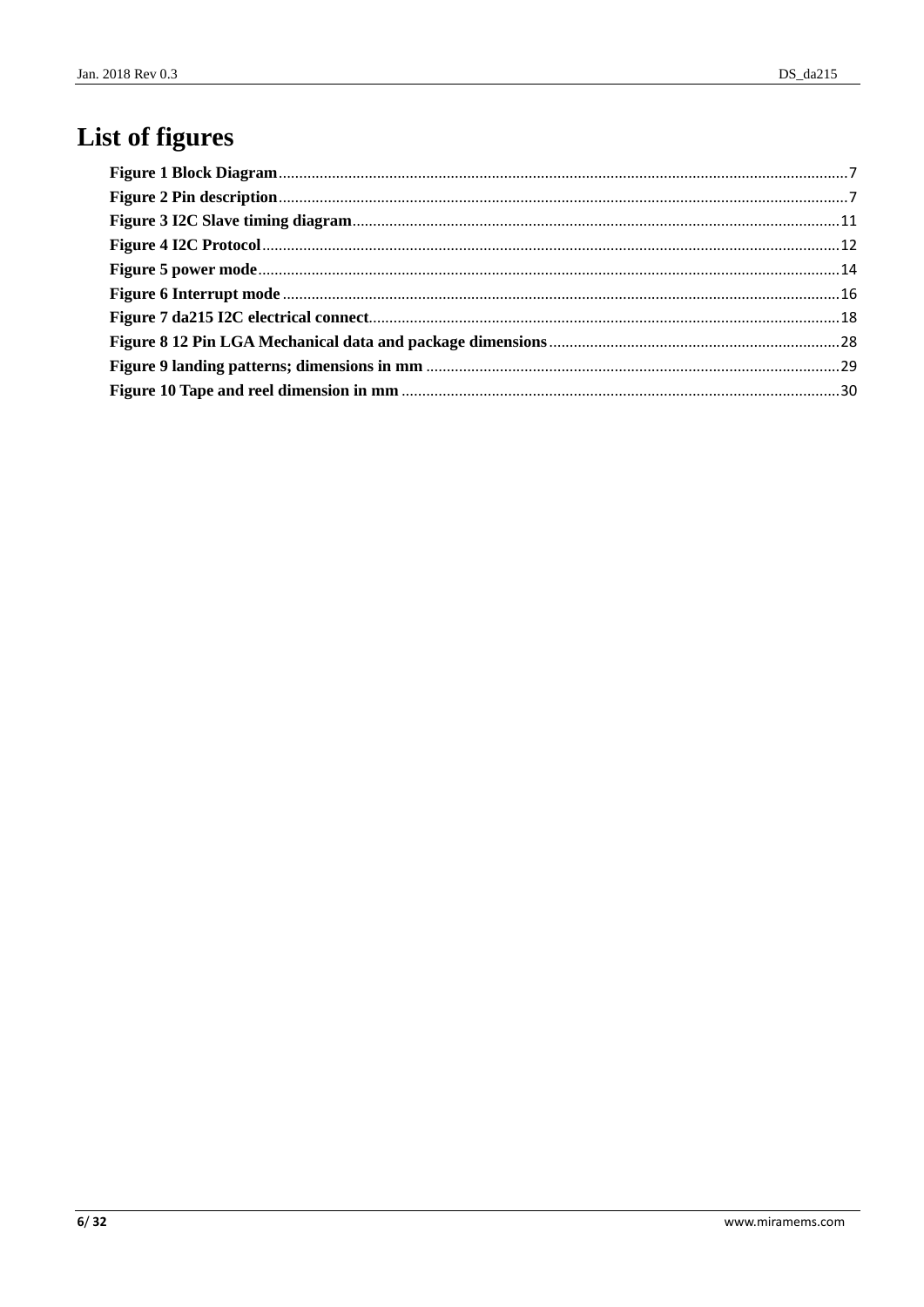# List of figures

**Figure 1 Block Diagram**.........................................................................7
**Figure 2 Pin description**.........................................................................7
**Figure 3 I2C Slave timing diagram**.........................................................11
**Figure 4 I2C Protocol**.........................................................................12
**Figure 5 power mode**.........................................................................14
**Figure 6 Interrupt mode**.........................................................................16
**Figure 7 da215 I2C electrical connect**.........................................................18
**Figure 8 12 Pin LGA Mechanical data and package dimensions**.........................28
**Figure 9 landing patterns; dimensions in mm**.................................................29
**Figure 10 Tape and reel dimension in mm**.....................................................30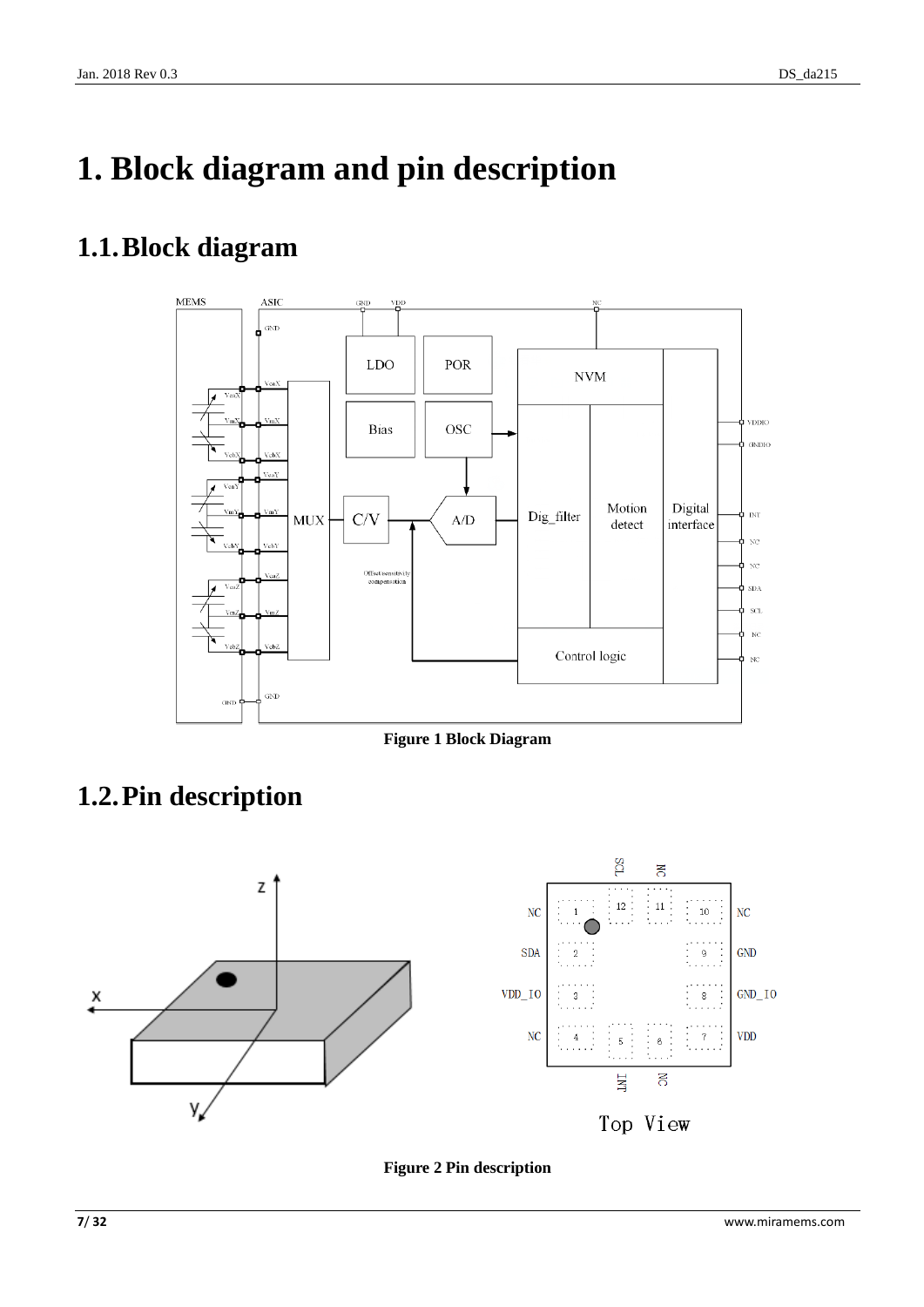# 1. Block diagram and pin description

## 1.1. Block diagram

**Figure 1 Block Diagram**

## 1.2. Pin description

**Figure 2 Pin description**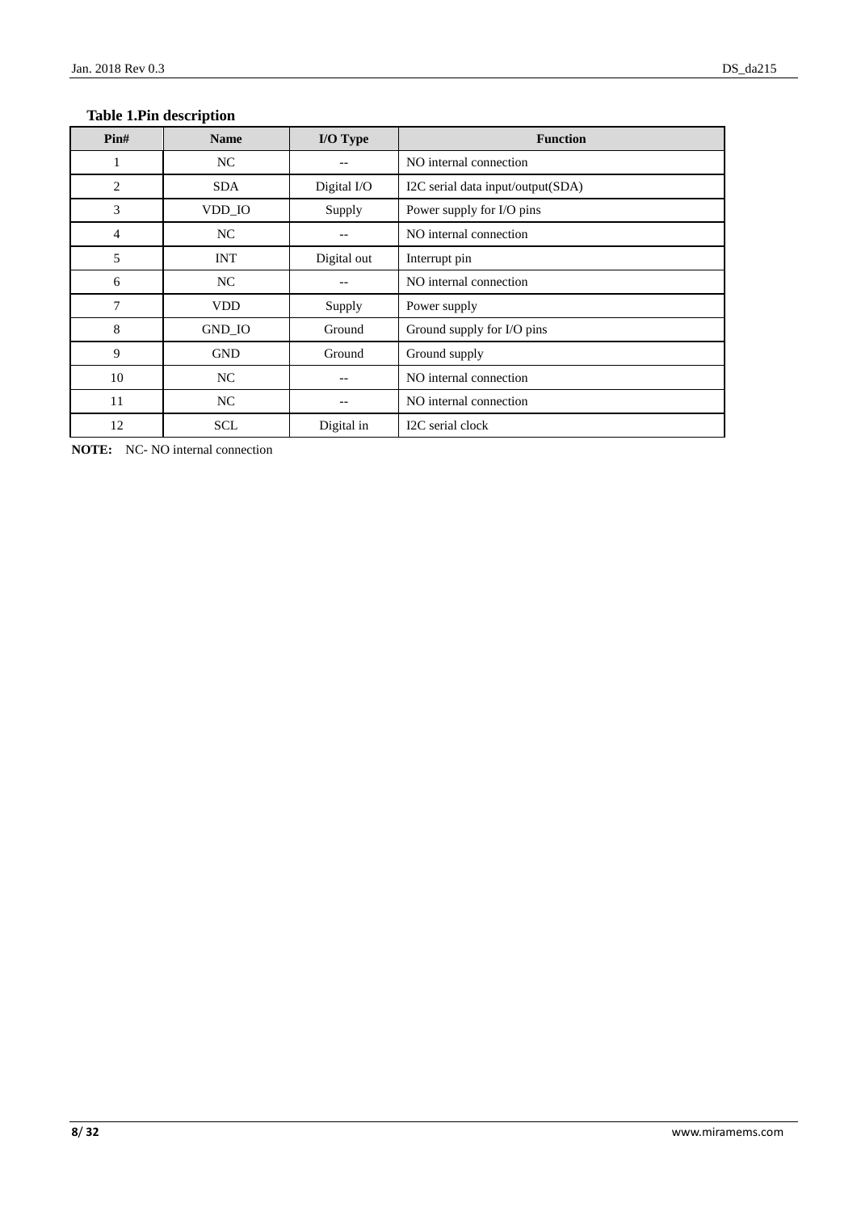**Table 1.Pin description**

| Pin# | Name | I/O Type | Function |
|---|---|---|---|
| 1 | NC | -- | NO internal connection |
| 2 | SDA | Digital I/O | I2C serial data input/output(SDA) |
| 3 | VDD_IO | Supply | Power supply for I/O pins |
| 4 | NC | -- | NO internal connection |
| 5 | INT | Digital out | Interrupt pin |
| 6 | NC | -- | NO internal connection |
| 7 | VDD | Supply | Power supply |
| 8 | GND_IO | Ground | Ground supply for I/O pins |
| 9 | GND | Ground | Ground supply |
| 10 | NC | -- | NO internal connection |
| 11 | NC | -- | NO internal connection |
| 12 | SCL | Digital in | I2C serial clock |

**NOTE:** NC- NO internal connection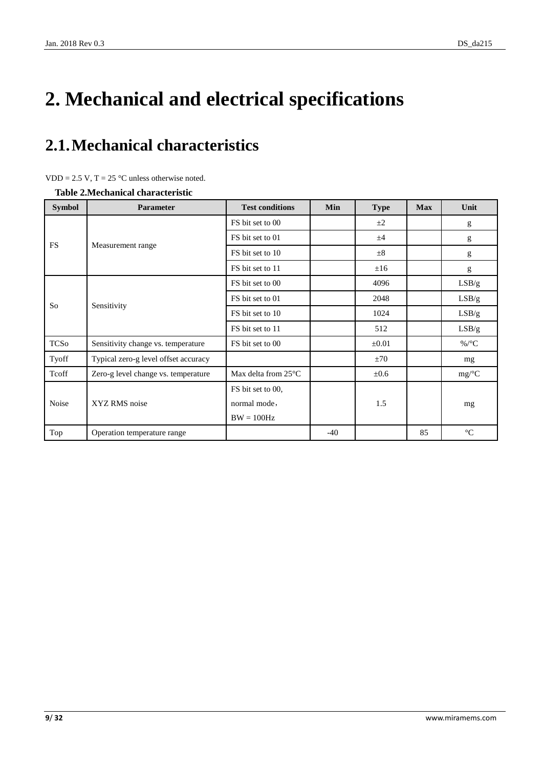# 2. Mechanical and electrical specifications

## 2.1. Mechanical characteristics

VDD = 2.5 V, T = 25 °C unless otherwise noted.

**Table 2.Mechanical characteristic**

| Symbol | Parameter | Test conditions | Min | Type | Max | Unit |
|---|---|---|---|---|---|---|
| FS | Measurement range | FS bit set to 00 | | ±2 | | g |
| | | FS bit set to 01 | | ±4 | | g |
| | | FS bit set to 10 | | ±8 | | g |
| | | FS bit set to 11 | | ±16 | | g |
| So | Sensitivity | FS bit set to 00 | | 4096 | | LSB/g |
| | | FS bit set to 01 | | 2048 | | LSB/g |
| | | FS bit set to 10 | | 1024 | | LSB/g |
| | | FS bit set to 11 | | 512 | | LSB/g |
| TCSo | Sensitivity change vs. temperature | FS bit set to 00 | | ±0.01 | | %/°C |
| Tyoff | Typical zero-g level offset accuracy | | | ±70 | | mg |
| Tcoff | Zero-g level change vs. temperature | Max delta from 25°C | | ±0.6 | | mg/°C |
| Noise | XYZ RMS noise | FS bit set to 00, normal mode， BW = 100Hz | | 1.5 | | mg |
| Top | Operation temperature range | | -40 | | 85 | °C |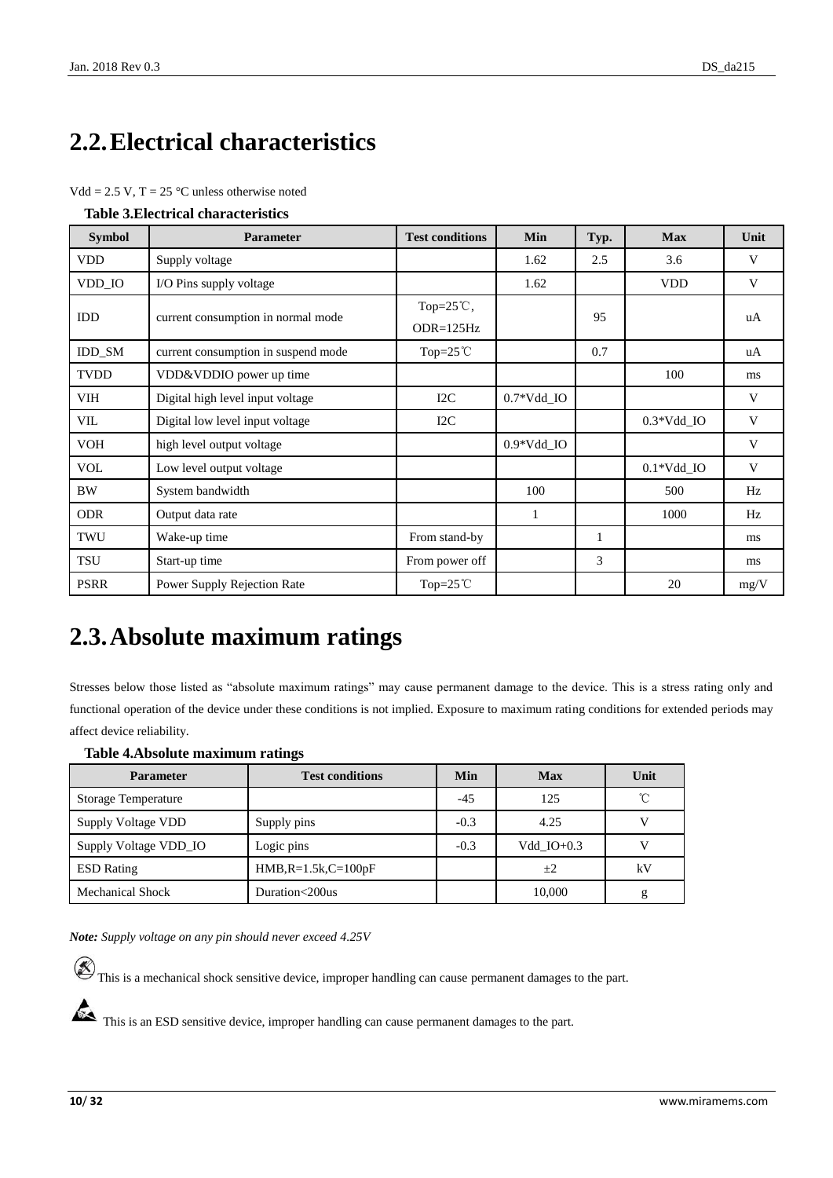# 2.2. Electrical characteristics

Vdd = 2.5 V, T = 25 °C unless otherwise noted

**Table 3.Electrical characteristics**

| Symbol | Parameter | Test conditions | Min | Typ. | Max | Unit |
|---|---|---|---|---|---|---|
| VDD | Supply voltage | | 1.62 | 2.5 | 3.6 | V |
| VDD_IO | I/O Pins supply voltage | | 1.62 | | VDD | V |
| IDD | current consumption in normal mode | Top=25℃, ODR=125Hz | | 95 | | uA |
| IDD_SM | current consumption in suspend mode | Top=25℃ | | 0.7 | | uA |
| TVDD | VDD&VDDIO power up time | | | | 100 | ms |
| VIH | Digital high level input voltage | I2C | 0.7*Vdd_IO | | | V |
| VIL | Digital low level input voltage | I2C | | | 0.3*Vdd_IO | V |
| VOH | high level output voltage | | 0.9*Vdd_IO | | | V |
| VOL | Low level output voltage | | | | 0.1*Vdd_IO | V |
| BW | System bandwidth | | 100 | | 500 | Hz |
| ODR | Output data rate | | 1 | | 1000 | Hz |
| TWU | Wake-up time | From stand-by | | 1 | | ms |
| TSU | Start-up time | From power off | | 3 | | ms |
| PSRR | Power Supply Rejection Rate | Top=25℃ | | | 20 | mg/V |

# 2.3. Absolute maximum ratings

Stresses below those listed as “absolute maximum ratings” may cause permanent damage to the device. This is a stress rating only and functional operation of the device under these conditions is not implied. Exposure to maximum rating conditions for extended periods may affect device reliability.

**Table 4.Absolute maximum ratings**

| Parameter | Test conditions | Min | Max | Unit |
|---|---|---|---|---|
| Storage Temperature | | -45 | 125 | ℃ |
| Supply Voltage VDD | Supply pins | -0.3 | 4.25 | V |
| Supply Voltage VDD_IO | Logic pins | -0.3 | Vdd_IO+0.3 | V |
| ESD Rating | HMB,R=1.5k,C=100pF | | ±2 | kV |
| Mechanical Shock | Duration<200us | | 10,000 | g |

***Note:*** *Supply voltage on any pin should never exceed 4.25V*

This is a mechanical shock sensitive device, improper handling can cause permanent damages to the part.

This is an ESD sensitive device, improper handling can cause permanent damages to the part.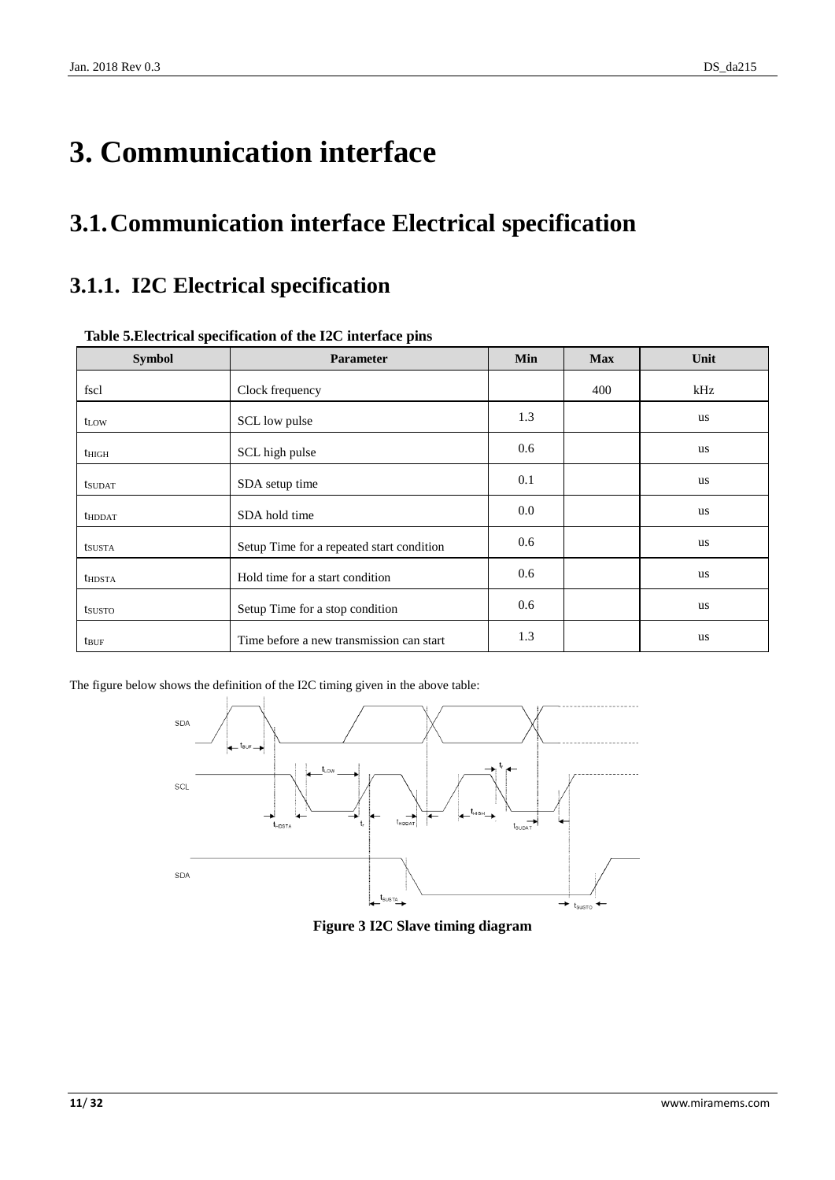# 3. Communication interface

## 3.1. Communication interface Electrical specification

### 3.1.1. I2C Electrical specification

**Table 5.Electrical specification of the I2C interface pins**

| Symbol | Parameter | Min | Max | Unit |
|---|---|---|---|---|
| fscl | Clock frequency | | 400 | kHz |
| $t_{LOW}$ | SCL low pulse | 1.3 | | us |
| $t_{HIGH}$ | SCL high pulse | 0.6 | | us |
| $t_{SUDAT}$ | SDA setup time | 0.1 | | us |
| $t_{HDDAT}$ | SDA hold time | 0.0 | | us |
| $t_{SUSTA}$ | Setup Time for a repeated start condition | 0.6 | | us |
| $t_{HDSTA}$ | Hold time for a start condition | 0.6 | | us |
| $t_{SUSTO}$ | Setup Time for a stop condition | 0.6 | | us |
| $t_{BUF}$ | Time before a new transmission can start | 1.3 | | us |

The figure below shows the definition of the I2C timing given in the above table:

**Figure 3 I2C Slave timing diagram**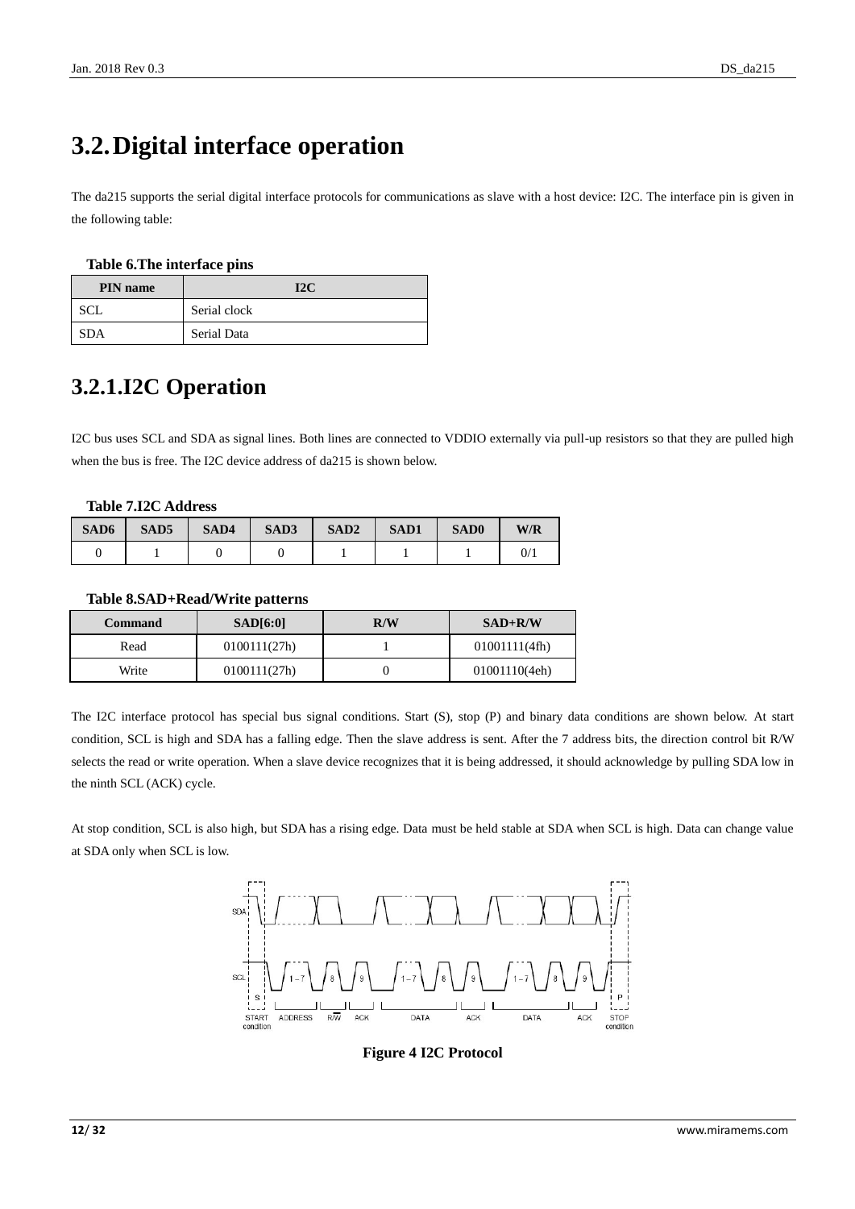# 3.2. Digital interface operation

The da215 supports the serial digital interface protocols for communications as slave with a host device: I2C. The interface pin is given in the following table:

**Table 6.The interface pins**

| PIN name | I2C |
|---|---|
| SCL | Serial clock |
| SDA | Serial Data |

## 3.2.1.I2C Operation

I2C bus uses SCL and SDA as signal lines. Both lines are connected to VDDIO externally via pull-up resistors so that they are pulled high when the bus is free. The I2C device address of da215 is shown below.

**Table 7.I2C Address**

| SAD6 | SAD5 | SAD4 | SAD3 | SAD2 | SAD1 | SAD0 | W/R |
|---|---|---|---|---|---|---|---|
| 0 | 1 | 0 | 0 | 1 | 1 | 1 | 0/1 |

**Table 8.SAD+Read/Write patterns**

| Command | SAD[6:0] | R/W | SAD+R/W |
|---|---|---|---|
| Read | 0100111(27h) | 1 | 01001111(4fh) |
| Write | 0100111(27h) | 0 | 01001110(4eh) |

The I2C interface protocol has special bus signal conditions. Start (S), stop (P) and binary data conditions are shown below. At start condition, SCL is high and SDA has a falling edge. Then the slave address is sent. After the 7 address bits, the direction control bit R/W selects the read or write operation. When a slave device recognizes that it is being addressed, it should acknowledge by pulling SDA low in the ninth SCL (ACK) cycle.

At stop condition, SCL is also high, but SDA has a rising edge. Data must be held stable at SDA when SCL is high. Data can change value at SDA only when SCL is low.

**Figure 4 I2C Protocol**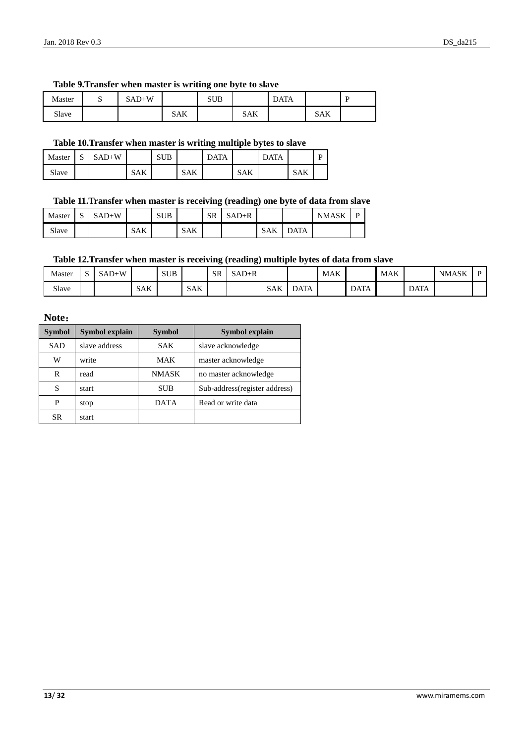**Table 9.Transfer when master is writing one byte to slave**

| Master | S | SAD+W | | SUB | | DATA | | P |
|---|---|---|---|---|---|---|---|---|
| Slave | | | SAK | | SAK | | SAK | |

**Table 10.Transfer when master is writing multiple bytes to slave**

| Master | S | SAD+W | | SUB | | DATA | | DATA | | P |
|---|---|---|---|---|---|---|---|---|---|---|
| Slave | | | SAK | | SAK | | SAK | | SAK | |

**Table 11.Transfer when master is receiving (reading) one byte of data from slave**

| Master | S | SAD+W | | SUB | | SR | SAD+R | | | NMASK | P |
|---|---|---|---|---|---|---|---|---|---|---|---|
| Slave | | | SAK | | SAK | | | SAK | DATA | | |

**Table 12.Transfer when master is receiving (reading) multiple bytes of data from slave**

| Master | S | SAD+W | | SUB | | SR | SAD+R | | | MAK | | MAK | | NMASK | P |
|---|---|---|---|---|---|---|---|---|---|---|---|---|---|---|---|
| Slave | | | SAK | | SAK | | | SAK | DATA | | DATA | | DATA | | |

**Note：**

| Symbol | Symbol explain | Symbol | Symbol explain |
|---|---|---|---|
| SAD | slave address | SAK | slave acknowledge |
| W | write | MAK | master acknowledge |
| R | read | NMASK | no master acknowledge |
| S | start | SUB | Sub-address(register address) |
| P | stop | DATA | Read or write data |
| SR | start | | |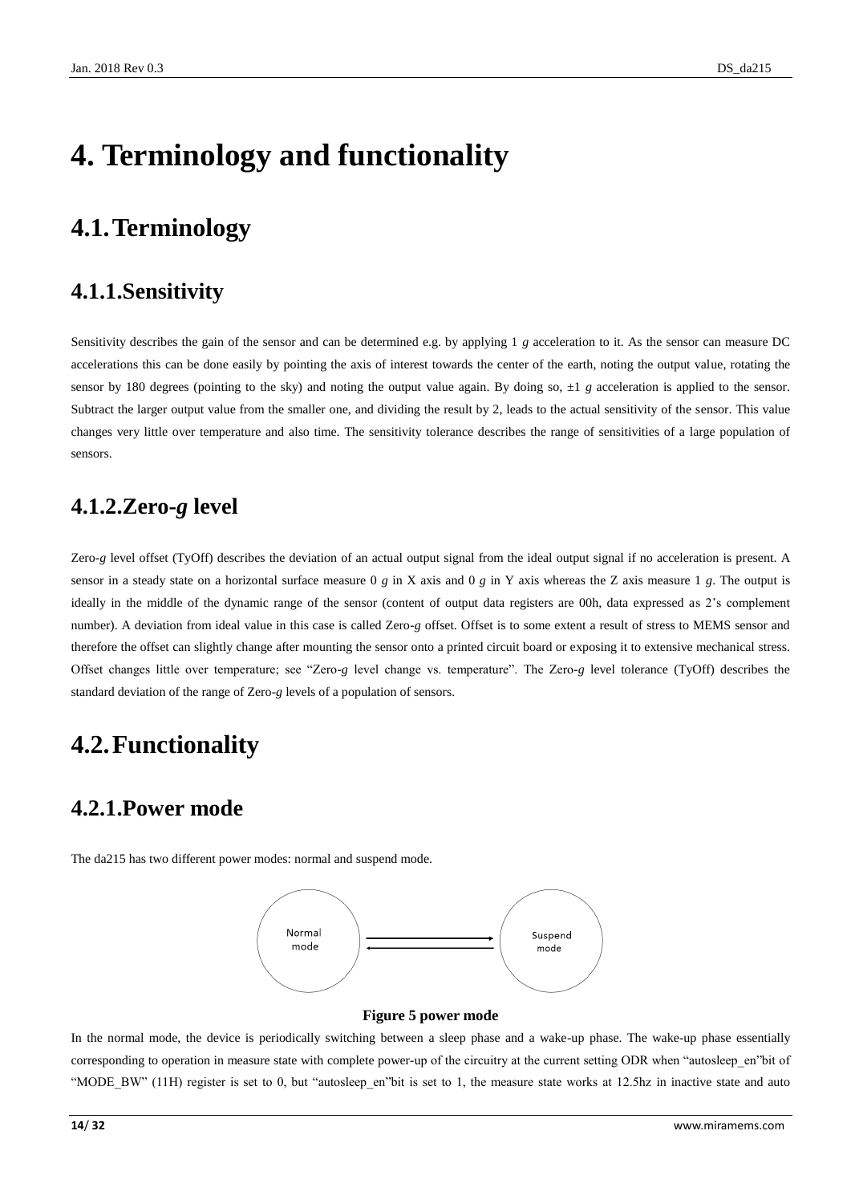// Fig-5 diagram not detected as an image; converted manually
# 4. Terminology and functionality

## 4.1. Terminology

### 4.1.1. Sensitivity

Sensitivity describes the gain of the sensor and can be determined e.g. by applying 1 *g* acceleration to it. As the sensor can measure DC accelerations this can be done easily by pointing the axis of interest towards the center of the earth, noting the output value, rotating the sensor by 180 degrees (pointing to the sky) and noting the output value again. By doing so, ±1 *g* acceleration is applied to the sensor. Subtract the larger output value from the smaller one, and dividing the result by 2, leads to the actual sensitivity of the sensor. This value changes very little over temperature and also time. The sensitivity tolerance describes the range of sensitivities of a large population of sensors.

### 4.1.2. Zero-*g* level

Zero-*g* level offset (TyOff) describes the deviation of an actual output signal from the ideal output signal if no acceleration is present. A sensor in a steady state on a horizontal surface measure 0 *g* in X axis and 0 *g* in Y axis whereas the Z axis measure 1 *g*. The output is ideally in the middle of the dynamic range of the sensor (content of output data registers are 00h, data expressed as 2's complement number). A deviation from ideal value in this case is called Zero-*g* offset. Offset is to some extent a result of stress to MEMS sensor and therefore the offset can slightly change after mounting the sensor onto a printed circuit board or exposing it to extensive mechanical stress. Offset changes little over temperature; see "Zero-*g* level change vs. temperature". The Zero-*g* level tolerance (TyOff) describes the standard deviation of the range of Zero-*g* levels of a population of sensors.

## 4.2. Functionality

### 4.2.1. Power mode

The da215 has two different power modes: normal and suspend mode.

Normal mode ⇄ Suspend mode

**Figure 5 power mode**

In the normal mode, the device is periodically switching between a sleep phase and a wake-up phase. The wake-up phase essentially corresponding to operation in measure state with complete power-up of the circuitry at the current setting ODR when "autosleep_en"bit of "MODE_BW" (11H) register is set to 0, but "autosleep_en"bit is set to 1, the measure state works at 12.5hz in inactive state and auto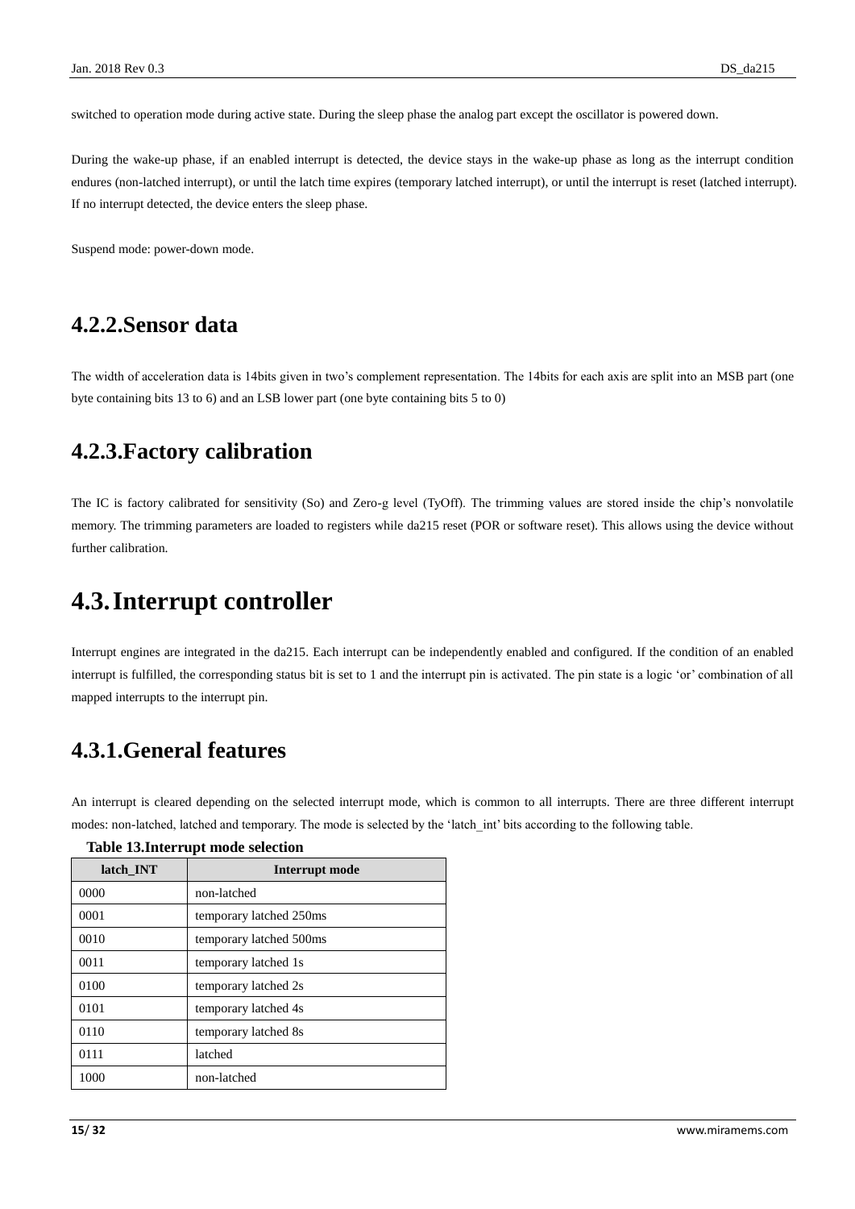switched to operation mode during active state. During the sleep phase the analog part except the oscillator is powered down.

During the wake-up phase, if an enabled interrupt is detected, the device stays in the wake-up phase as long as the interrupt condition endures (non-latched interrupt), or until the latch time expires (temporary latched interrupt), or until the interrupt is reset (latched interrupt). If no interrupt detected, the device enters the sleep phase.

Suspend mode: power-down mode.

### 4.2.2.Sensor data

The width of acceleration data is 14bits given in two's complement representation. The 14bits for each axis are split into an MSB part (one byte containing bits 13 to 6) and an LSB lower part (one byte containing bits 5 to 0)

### 4.2.3.Factory calibration

The IC is factory calibrated for sensitivity (So) and Zero-g level (TyOff). The trimming values are stored inside the chip's nonvolatile memory. The trimming parameters are loaded to registers while da215 reset (POR or software reset). This allows using the device without further calibration.

## 4.3.Interrupt controller

Interrupt engines are integrated in the da215. Each interrupt can be independently enabled and configured. If the condition of an enabled interrupt is fulfilled, the corresponding status bit is set to 1 and the interrupt pin is activated. The pin state is a logic 'or' combination of all mapped interrupts to the interrupt pin.

### 4.3.1.General features

An interrupt is cleared depending on the selected interrupt mode, which is common to all interrupts. There are three different interrupt modes: non-latched, latched and temporary. The mode is selected by the 'latch_int' bits according to the following table.

**Table 13.Interrupt mode selection**

| latch_INT | Interrupt mode |
|---|---|
| 0000 | non-latched |
| 0001 | temporary latched 250ms |
| 0010 | temporary latched 500ms |
| 0011 | temporary latched 1s |
| 0100 | temporary latched 2s |
| 0101 | temporary latched 4s |
| 0110 | temporary latched 8s |
| 0111 | latched |
| 1000 | non-latched |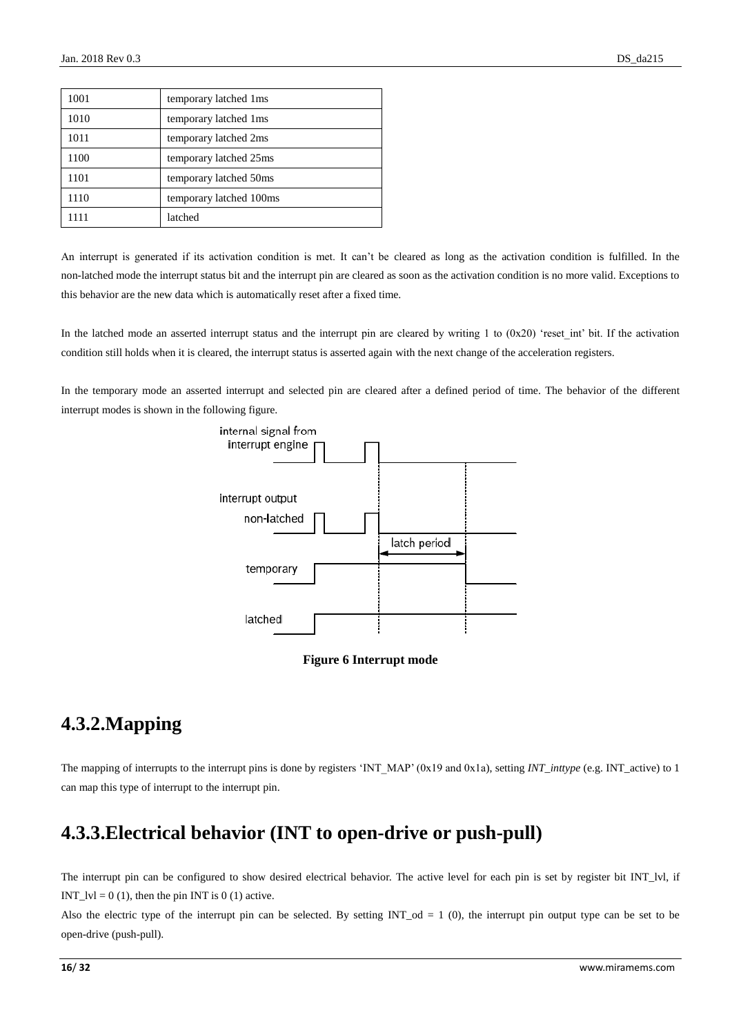| 1001 | temporary latched 1ms |
|---|---|
| 1010 | temporary latched 1ms |
| 1011 | temporary latched 2ms |
| 1100 | temporary latched 25ms |
| 1101 | temporary latched 50ms |
| 1110 | temporary latched 100ms |
| 1111 | latched |

An interrupt is generated if its activation condition is met. It can't be cleared as long as the activation condition is fulfilled. In the non-latched mode the interrupt status bit and the interrupt pin are cleared as soon as the activation condition is no more valid. Exceptions to this behavior are the new data which is automatically reset after a fixed time.

In the latched mode an asserted interrupt status and the interrupt pin are cleared by writing 1 to (0x20) 'reset_int' bit. If the activation condition still holds when it is cleared, the interrupt status is asserted again with the next change of the acceleration registers.

In the temporary mode an asserted interrupt and selected pin are cleared after a defined period of time. The behavior of the different interrupt modes is shown in the following figure.

**Figure 6 Interrupt mode**

## 4.3.2.Mapping

The mapping of interrupts to the interrupt pins is done by registers 'INT_MAP' (0x19 and 0x1a), setting *INT_inttype* (e.g. INT_active) to 1 can map this type of interrupt to the interrupt pin.

## 4.3.3.Electrical behavior (INT to open-drive or push-pull)

The interrupt pin can be configured to show desired electrical behavior. The active level for each pin is set by register bit INT_lvl, if INT_lvl = 0 (1), then the pin INT is 0 (1) active.

Also the electric type of the interrupt pin can be selected. By setting INT_od = 1 (0), the interrupt pin output type can be set to be open-drive (push-pull).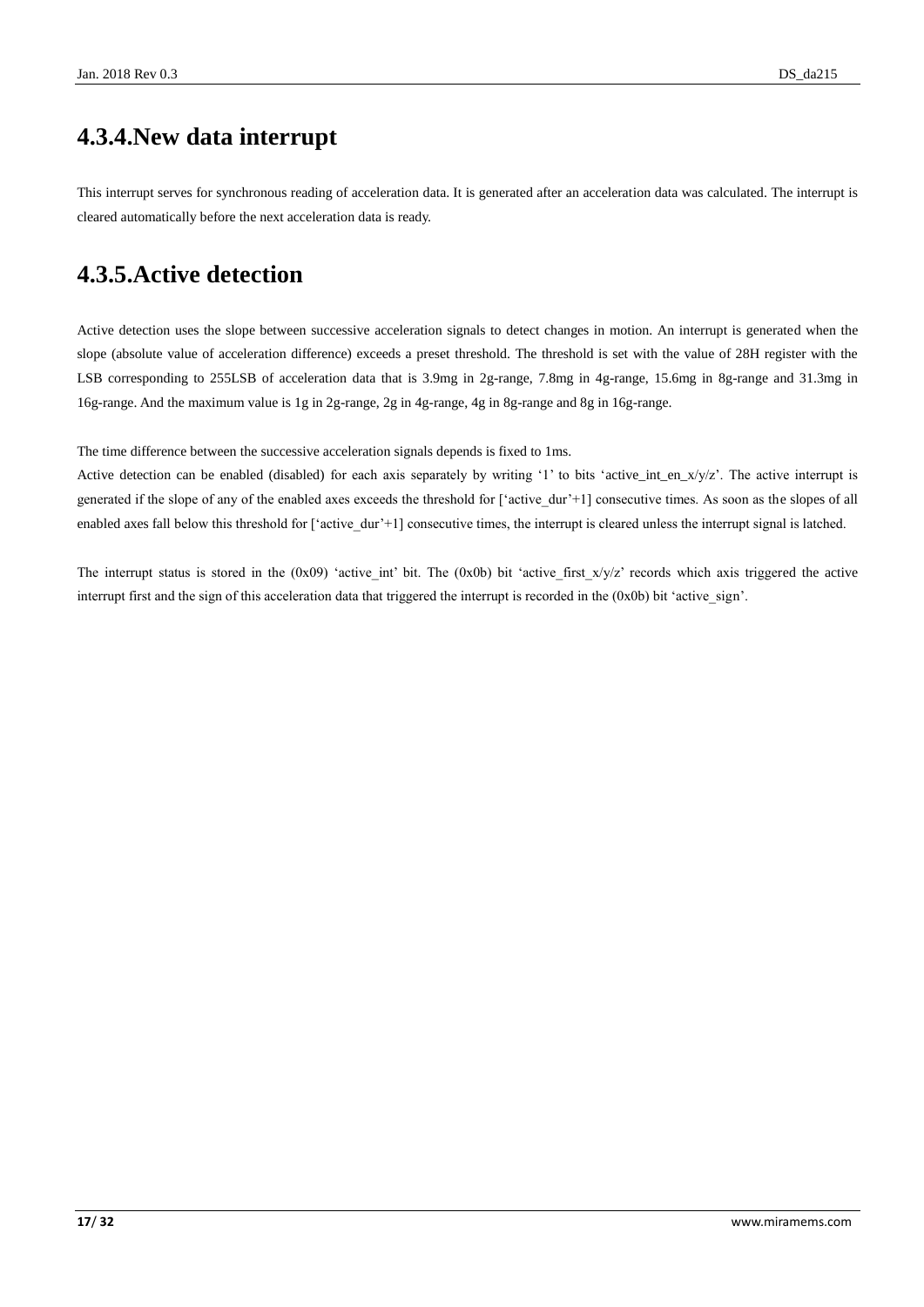## 4.3.4.New data interrupt

This interrupt serves for synchronous reading of acceleration data. It is generated after an acceleration data was calculated. The interrupt is cleared automatically before the next acceleration data is ready.

## 4.3.5.Active detection

Active detection uses the slope between successive acceleration signals to detect changes in motion. An interrupt is generated when the slope (absolute value of acceleration difference) exceeds a preset threshold. The threshold is set with the value of 28H register with the LSB corresponding to 255LSB of acceleration data that is 3.9mg in 2g-range, 7.8mg in 4g-range, 15.6mg in 8g-range and 31.3mg in 16g-range. And the maximum value is 1g in 2g-range, 2g in 4g-range, 4g in 8g-range and 8g in 16g-range.

The time difference between the successive acceleration signals depends is fixed to 1ms.

Active detection can be enabled (disabled) for each axis separately by writing '1' to bits 'active_int_en_x/y/z'. The active interrupt is generated if the slope of any of the enabled axes exceeds the threshold for ['active_dur'+1] consecutive times. As soon as the slopes of all enabled axes fall below this threshold for ['active_dur'+1] consecutive times, the interrupt is cleared unless the interrupt signal is latched.

The interrupt status is stored in the (0x09) 'active_int' bit. The (0x0b) bit 'active_first_x/y/z' records which axis triggered the active interrupt first and the sign of this acceleration data that triggered the interrupt is recorded in the (0x0b) bit 'active_sign'.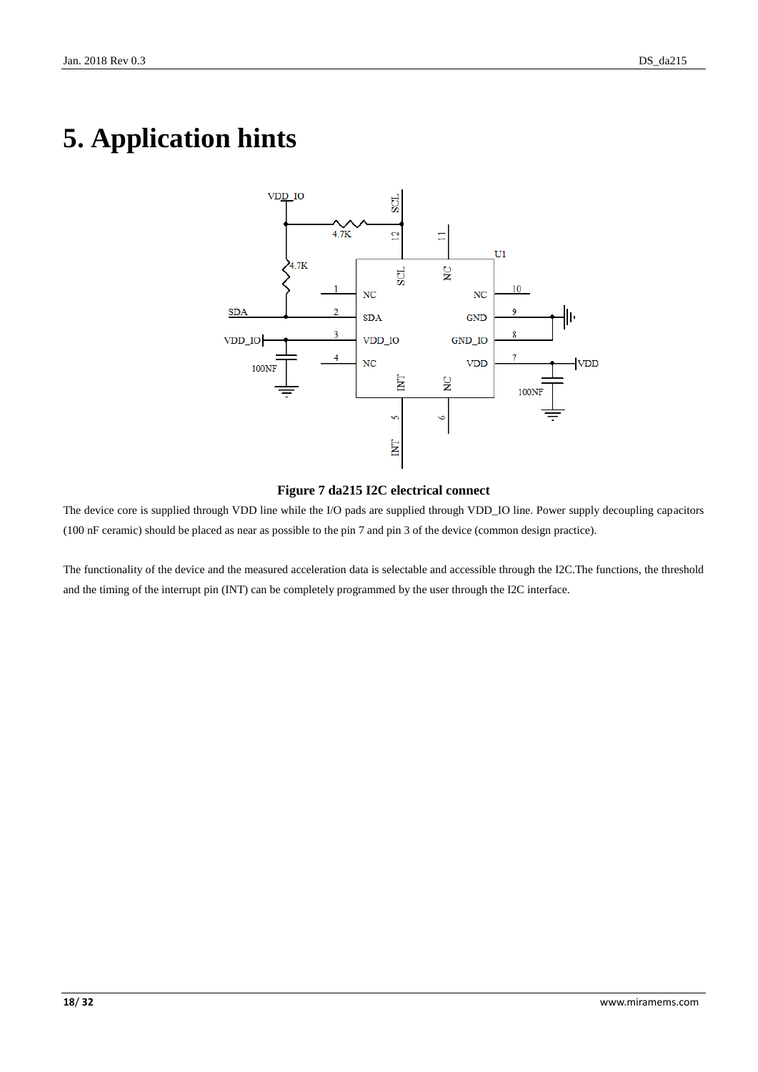# 5. Application hints

**Figure 7 da215 I2C electrical connect**

The device core is supplied through VDD line while the I/O pads are supplied through VDD_IO line. Power supply decoupling capacitors (100 nF ceramic) should be placed as near as possible to the pin 7 and pin 3 of the device (common design practice).

The functionality of the device and the measured acceleration data is selectable and accessible through the I2C.The functions, the threshold and the timing of the interrupt pin (INT) can be completely programmed by the user through the I2C interface.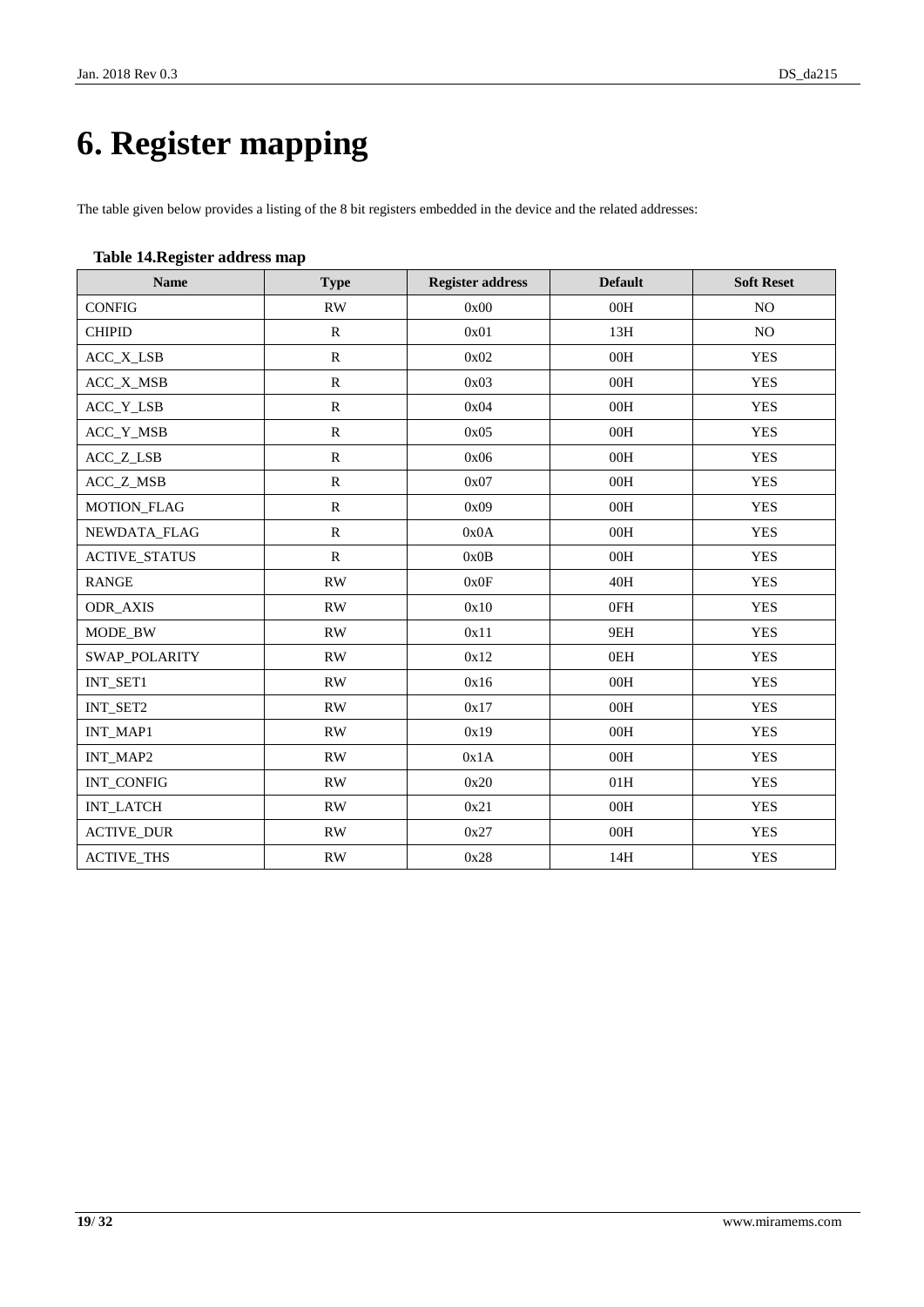# 6. Register mapping

The table given below provides a listing of the 8 bit registers embedded in the device and the related addresses:

**Table 14.Register address map**

| Name | Type | Register address | Default | Soft Reset |
|---|---|---|---|---|
| CONFIG | RW | 0x00 | 00H | NO |
| CHIPID | R | 0x01 | 13H | NO |
| ACC_X_LSB | R | 0x02 | 00H | YES |
| ACC_X_MSB | R | 0x03 | 00H | YES |
| ACC_Y_LSB | R | 0x04 | 00H | YES |
| ACC_Y_MSB | R | 0x05 | 00H | YES |
| ACC_Z_LSB | R | 0x06 | 00H | YES |
| ACC_Z_MSB | R | 0x07 | 00H | YES |
| MOTION_FLAG | R | 0x09 | 00H | YES |
| NEWDATA_FLAG | R | 0x0A | 00H | YES |
| ACTIVE_STATUS | R | 0x0B | 00H | YES |
| RANGE | RW | 0x0F | 40H | YES |
| ODR_AXIS | RW | 0x10 | 0FH | YES |
| MODE_BW | RW | 0x11 | 9EH | YES |
| SWAP_POLARITY | RW | 0x12 | 0EH | YES |
| INT_SET1 | RW | 0x16 | 00H | YES |
| INT_SET2 | RW | 0x17 | 00H | YES |
| INT_MAP1 | RW | 0x19 | 00H | YES |
| INT_MAP2 | RW | 0x1A | 00H | YES |
| INT_CONFIG | RW | 0x20 | 01H | YES |
| INT_LATCH | RW | 0x21 | 00H | YES |
| ACTIVE_DUR | RW | 0x27 | 00H | YES |
| ACTIVE_THS | RW | 0x28 | 14H | YES |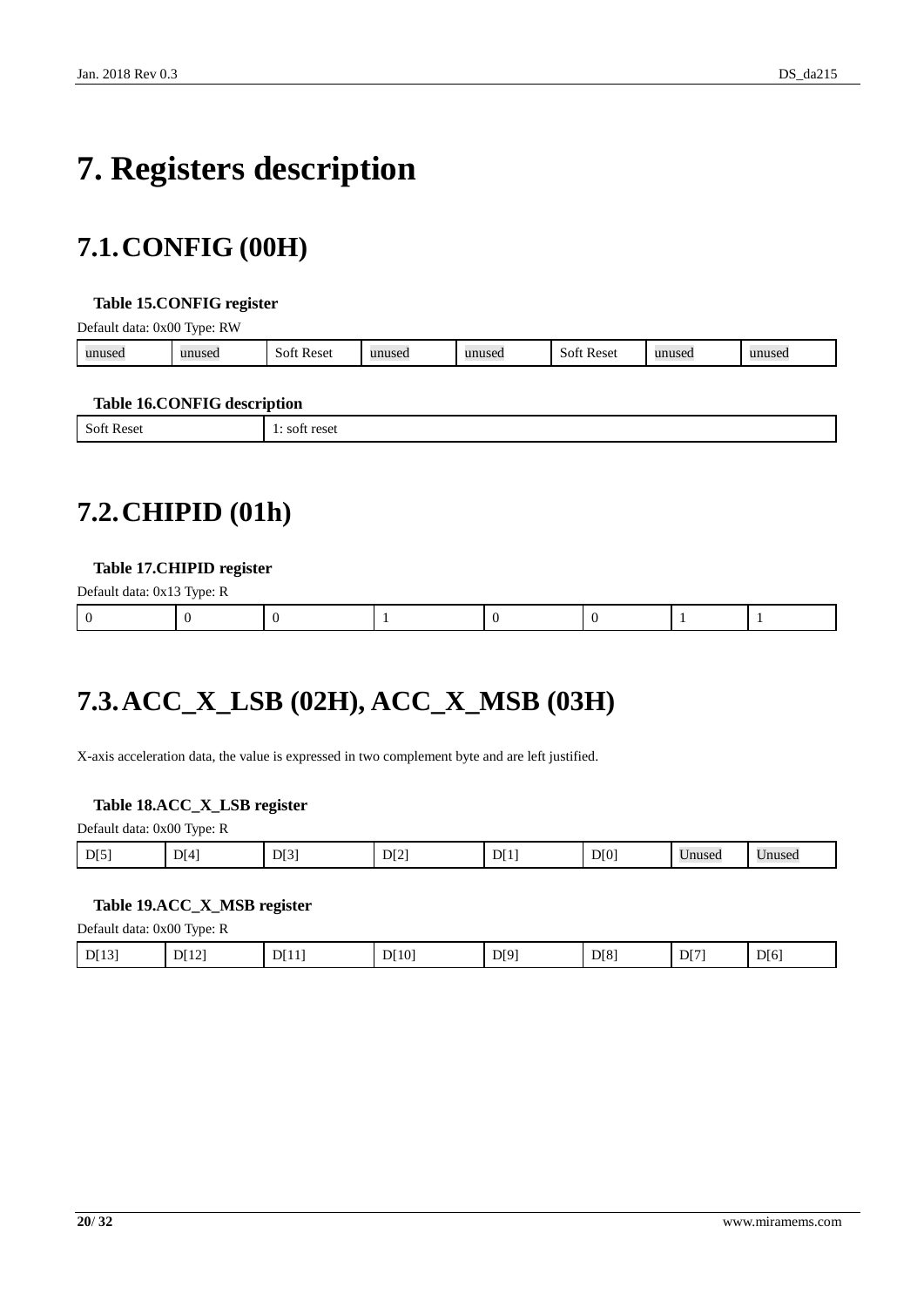# 7. Registers description

## 7.1. CONFIG (00H)

**Table 15.CONFIG register**

Default data: 0x00 Type: RW

| unused | unused | Soft Reset | unused | unused | Soft Reset | unused | unused |
|---|---|---|---|---|---|---|---|

**Table 16.CONFIG description**

| Soft Reset | 1: soft reset |
|---|---|

## 7.2. CHIPID (01h)

**Table 17.CHIPID register**

Default data: 0x13 Type: R

| 0 | 0 | 0 | 1 | 0 | 0 | 1 | 1 |
|---|---|---|---|---|---|---|---|

## 7.3. ACC_X_LSB (02H), ACC_X_MSB (03H)

X-axis acceleration data, the value is expressed in two complement byte and are left justified.

**Table 18.ACC_X_LSB register**

Default data: 0x00 Type: R

| D[5] | D[4] | D[3] | D[2] | D[1] | D[0] | Unused | Unused |
|---|---|---|---|---|---|---|---|

**Table 19.ACC_X_MSB register**

Default data: 0x00 Type: R

| D[13] | D[12] | D[11] | D[10] | D[9] | D[8] | D[7] | D[6] |
|---|---|---|---|---|---|---|---|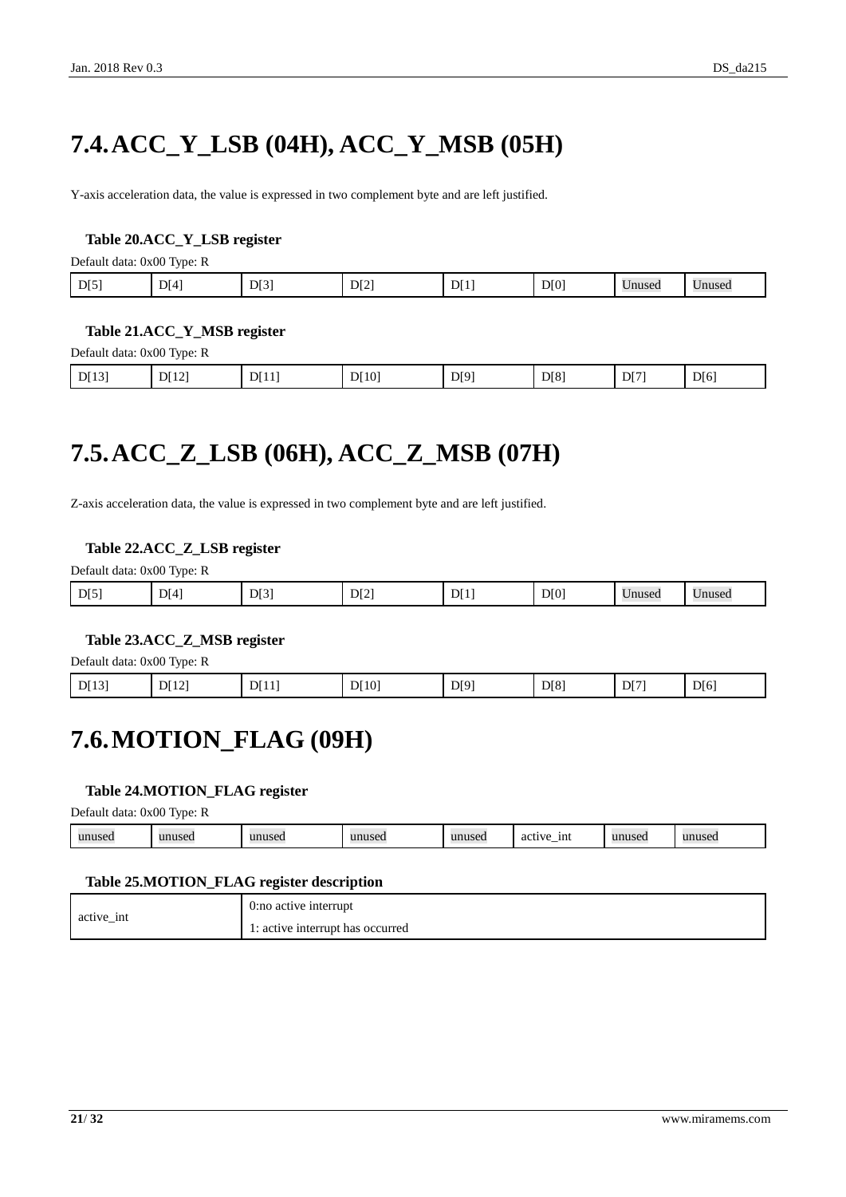# 7.4. ACC_Y_LSB (04H), ACC_Y_MSB (05H)

Y-axis acceleration data, the value is expressed in two complement byte and are left justified.

**Table 20.ACC_Y_LSB register**

Default data: 0x00 Type: R

| D[5] | D[4] | D[3] | D[2] | D[1] | D[0] | Unused | Unused |
|---|---|---|---|---|---|---|---|

**Table 21.ACC_Y_MSB register**

Default data: 0x00 Type: R

| D[13] | D[12] | D[11] | D[10] | D[9] | D[8] | D[7] | D[6] |
|---|---|---|---|---|---|---|---|

# 7.5. ACC_Z_LSB (06H), ACC_Z_MSB (07H)

Z-axis acceleration data, the value is expressed in two complement byte and are left justified.

**Table 22.ACC_Z_LSB register**

Default data: 0x00 Type: R

| D[5] | D[4] | D[3] | D[2] | D[1] | D[0] | Unused | Unused |
|---|---|---|---|---|---|---|---|

**Table 23.ACC_Z_MSB register**

Default data: 0x00 Type: R

| D[13] | D[12] | D[11] | D[10] | D[9] | D[8] | D[7] | D[6] |
|---|---|---|---|---|---|---|---|

# 7.6. MOTION_FLAG (09H)

**Table 24.MOTION_FLAG register**

Default data: 0x00 Type: R

| unused | unused | unused | unused | unused | active_int | unused | unused |
|---|---|---|---|---|---|---|---|

**Table 25.MOTION_FLAG register description**

| | |
|---|---|
| active_int | 0:no active interrupt<br>1: active interrupt has occurred |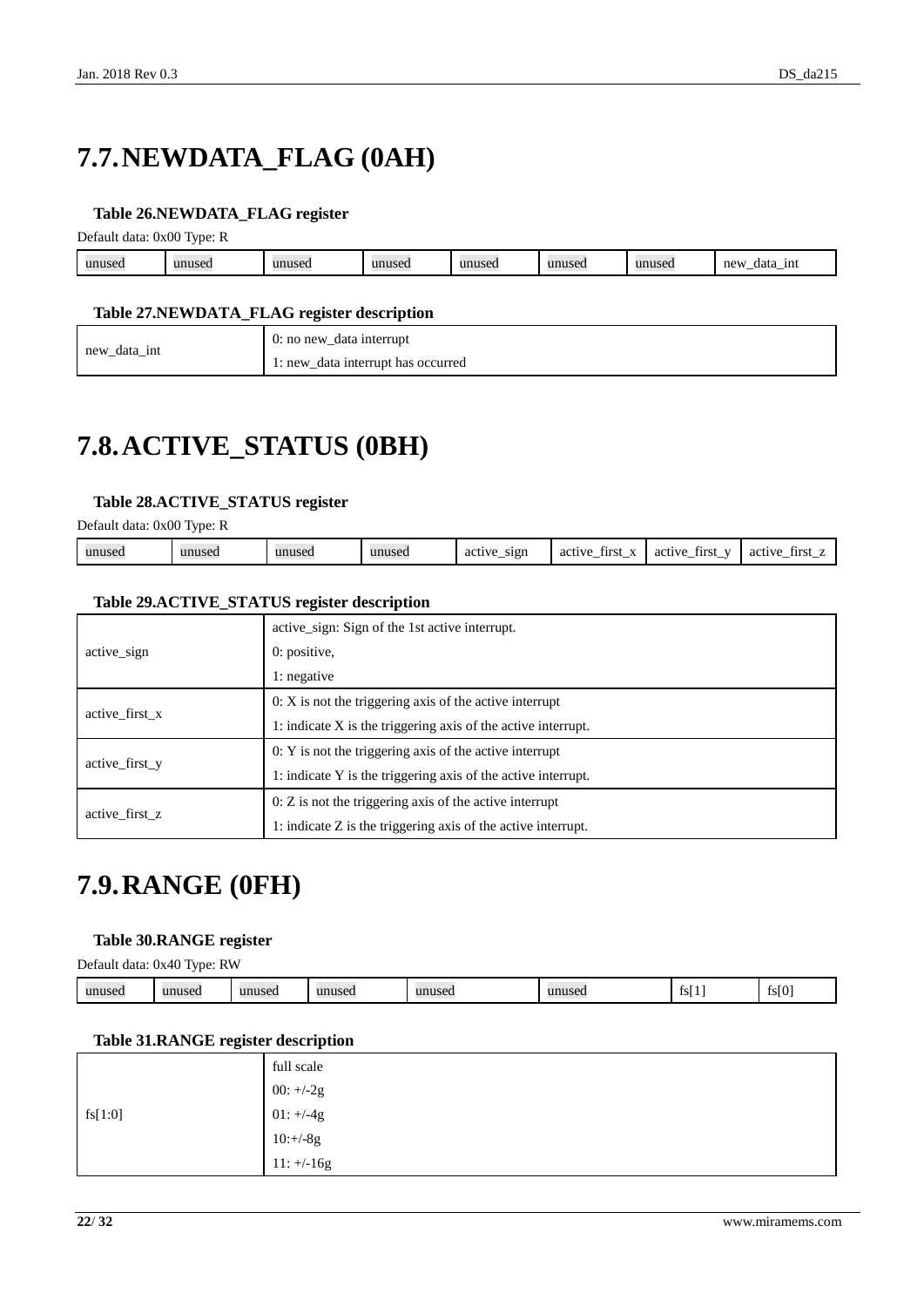# 7.7. NEWDATA_FLAG (0AH)

**Table 26.NEWDATA_FLAG register**

Default data: 0x00 Type: R

| unused | unused | unused | unused | unused | unused | unused | new_data_int |
|---|---|---|---|---|---|---|---|

**Table 27.NEWDATA_FLAG register description**

| | |
|---|---|
| new_data_int | 0: no new_data interrupt<br>1: new_data interrupt has occurred |

# 7.8. ACTIVE_STATUS (0BH)

**Table 28.ACTIVE_STATUS register**

Default data: 0x00 Type: R

| unused | unused | unused | unused | active_sign | active_first_x | active_first_y | active_first_z |
|---|---|---|---|---|---|---|---|

**Table 29.ACTIVE_STATUS register description**

| | |
|---|---|
| active_sign | active_sign: Sign of the 1st active interrupt.<br>0: positive,<br>1: negative |
| active_first_x | 0: X is not the triggering axis of the active interrupt<br>1: indicate X is the triggering axis of the active interrupt. |
| active_first_y | 0: Y is not the triggering axis of the active interrupt<br>1: indicate Y is the triggering axis of the active interrupt. |
| active_first_z | 0: Z is not the triggering axis of the active interrupt<br>1: indicate Z is the triggering axis of the active interrupt. |

# 7.9. RANGE (0FH)

**Table 30.RANGE register**

Default data: 0x40 Type: RW

| unused | unused | unused | unused | unused | unused | fs[1] | fs[0] |
|---|---|---|---|---|---|---|---|

**Table 31.RANGE register description**

| | |
|---|---|
| fs[1:0] | full scale<br>00: +/-2g<br>01: +/-4g<br>10:+/-8g<br>11: +/-16g |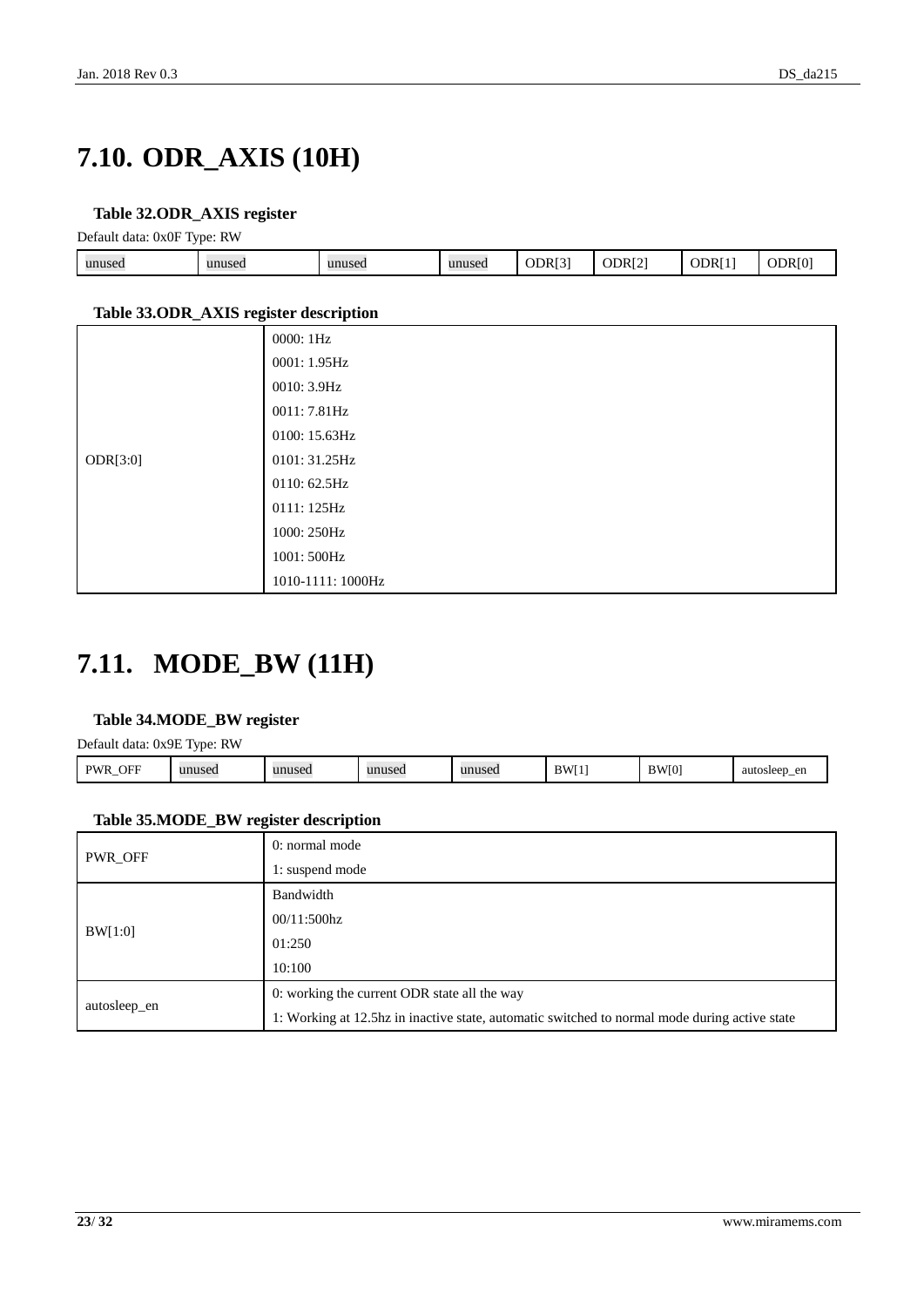# 7.10. ODR_AXIS (10H)

**Table 32.ODR_AXIS register**

Default data: 0x0F Type: RW

| unused | unused | unused | unused | ODR[3] | ODR[2] | ODR[1] | ODR[0] |
|---|---|---|---|---|---|---|---|

**Table 33.ODR_AXIS register description**

| | |
|---|---|
| ODR[3:0] | 0000: 1Hz<br>0001: 1.95Hz<br>0010: 3.9Hz<br>0011: 7.81Hz<br>0100: 15.63Hz<br>0101: 31.25Hz<br>0110: 62.5Hz<br>0111: 125Hz<br>1000: 250Hz<br>1001: 500Hz<br>1010-1111: 1000Hz |

# 7.11. MODE_BW (11H)

**Table 34.MODE_BW register**

Default data: 0x9E Type: RW

| PWR_OFF | unused | unused | unused | unused | BW[1] | BW[0] | autosleep_en |
|---|---|---|---|---|---|---|---|

**Table 35.MODE_BW register description**

| | |
|---|---|
| PWR_OFF | 0: normal mode<br>1: suspend mode |
| BW[1:0] | Bandwidth<br>00/11:500hz<br>01:250<br>10:100 |
| autosleep_en | 0: working the current ODR state all the way<br>1: Working at 12.5hz in inactive state, automatic switched to normal mode during active state |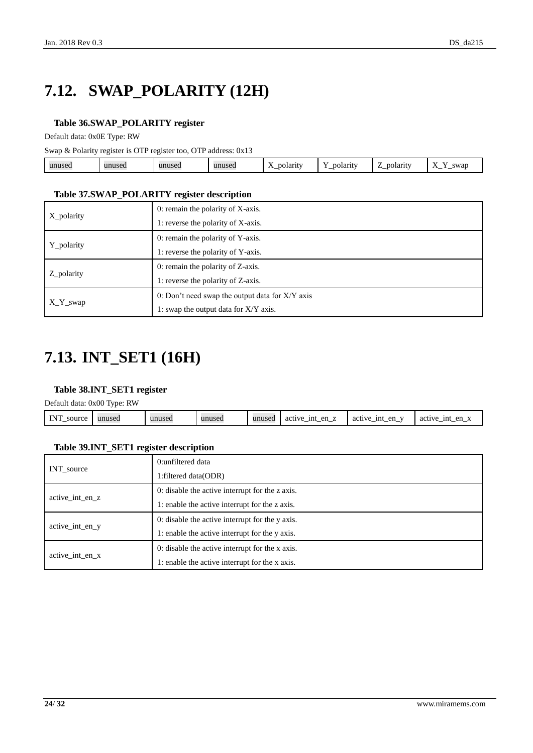# 7.12. SWAP_POLARITY (12H)

**Table 36.SWAP_POLARITY register**

Default data: 0x0E Type: RW

Swap & Polarity register is OTP register too, OTP address: 0x13

| unused | unused | unused | unused | X_polarity | Y_polarity | Z_polarity | X_Y_swap |
|---|---|---|---|---|---|---|---|

**Table 37.SWAP_POLARITY register description**

| | |
|---|---|
| X_polarity | 0: remain the polarity of X-axis.<br>1: reverse the polarity of X-axis. |
| Y_polarity | 0: remain the polarity of Y-axis.<br>1: reverse the polarity of Y-axis. |
| Z_polarity | 0: remain the polarity of Z-axis.<br>1: reverse the polarity of Z-axis. |
| X_Y_swap | 0: Don’t need swap the output data for X/Y axis<br>1: swap the output data for X/Y axis. |

# 7.13. INT_SET1 (16H)

**Table 38.INT_SET1 register**

Default data: 0x00 Type: RW

| INT_source | unused | unused | unused | unused | active_int_en_z | active_int_en_y | active_int_en_x |
|---|---|---|---|---|---|---|---|

**Table 39.INT_SET1 register description**

| | |
|---|---|
| INT_source | 0:unfiltered data<br>1:filtered data(ODR) |
| active_int_en_z | 0: disable the active interrupt for the z axis.<br>1: enable the active interrupt for the z axis. |
| active_int_en_y | 0: disable the active interrupt for the y axis.<br>1: enable the active interrupt for the y axis. |
| active_int_en_x | 0: disable the active interrupt for the x axis.<br>1: enable the active interrupt for the x axis. |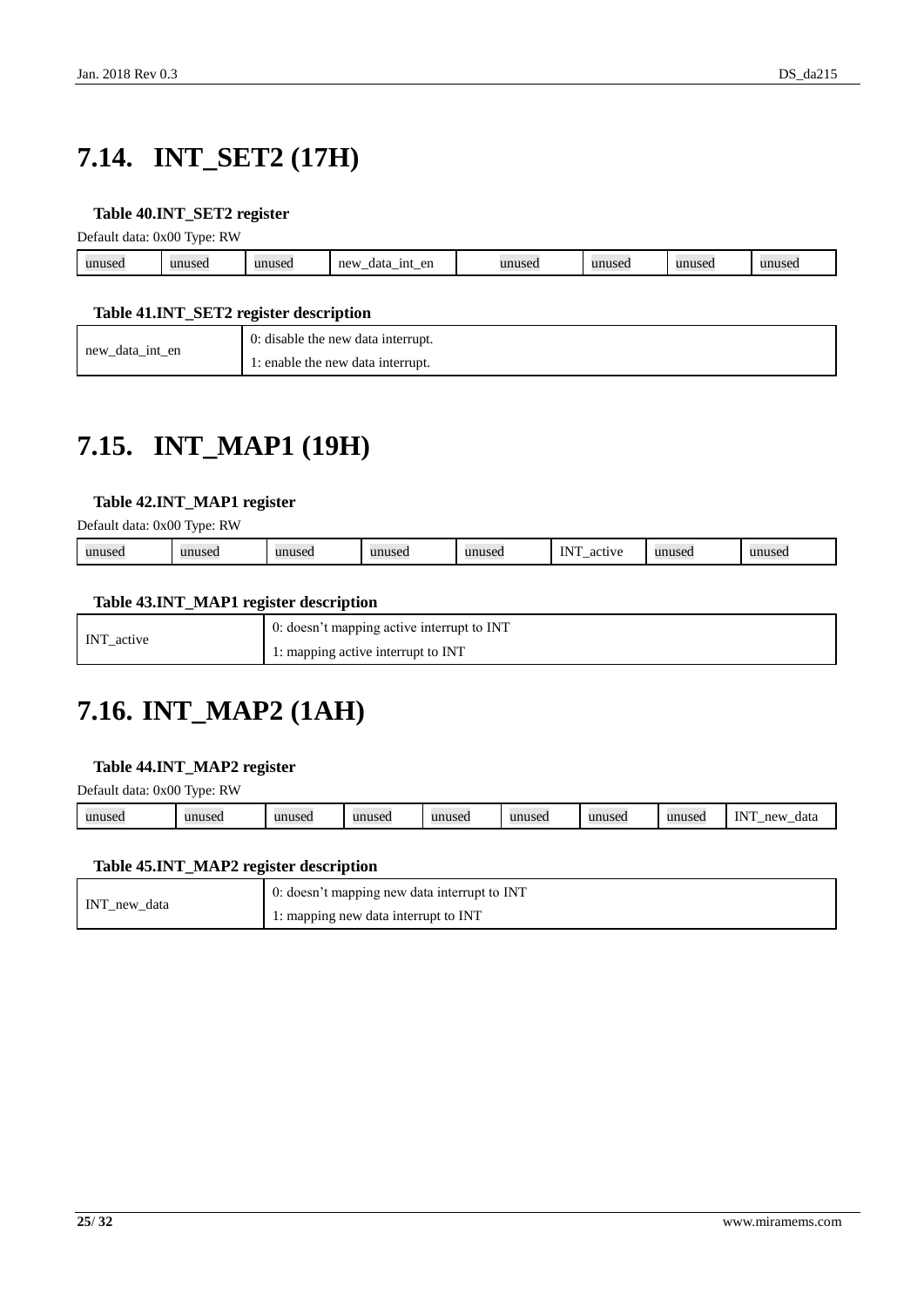# 7.14. INT_SET2 (17H)

**Table 40.INT_SET2 register**

Default data: 0x00 Type: RW

| unused | unused | unused | new_data_int_en | unused | unused | unused | unused |
|---|---|---|---|---|---|---|---|

**Table 41.INT_SET2 register description**

| new_data_int_en | 0: disable the new data interrupt.<br>1: enable the new data interrupt. |
|---|---|

# 7.15. INT_MAP1 (19H)

**Table 42.INT_MAP1 register**

Default data: 0x00 Type: RW

| unused | unused | unused | unused | unused | INT_active | unused | unused |
|---|---|---|---|---|---|---|---|

**Table 43.INT_MAP1 register description**

| INT_active | 0: doesn't mapping active interrupt to INT<br>1: mapping active interrupt to INT |
|---|---|

# 7.16. INT_MAP2 (1AH)

**Table 44.INT_MAP2 register**

Default data: 0x00 Type: RW

| unused | unused | unused | unused | unused | unused | unused | unused | INT_new_data |
|---|---|---|---|---|---|---|---|---|

**Table 45.INT_MAP2 register description**

| INT_new_data | 0: doesn't mapping new data interrupt to INT<br>1: mapping new data interrupt to INT |
|---|---|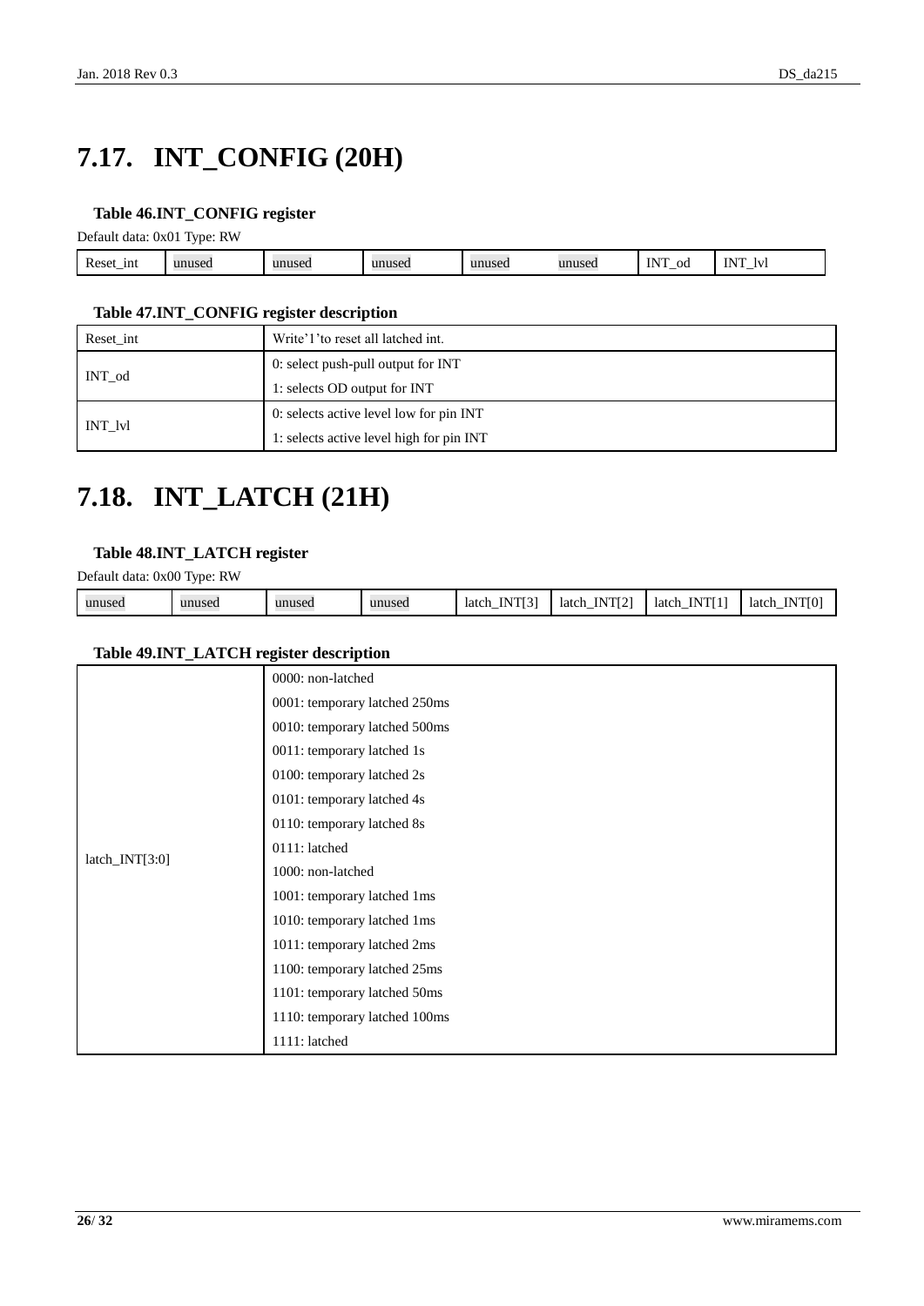# 7.17. INT_CONFIG (20H)

**Table 46.INT_CONFIG register**

Default data: 0x01 Type: RW

| Reset_int | unused | unused | unused | unused | unused | INT_od | INT_lvl |
|---|---|---|---|---|---|---|---|

**Table 47.INT_CONFIG register description**

| | |
|---|---|
| Reset_int | Write'1'to reset all latched int. |
| INT_od | 0: select push-pull output for INT<br>1: selects OD output for INT |
| INT_lvl | 0: selects active level low for pin INT<br>1: selects active level high for pin INT |

# 7.18. INT_LATCH (21H)

**Table 48.INT_LATCH register**

Default data: 0x00 Type: RW

| unused | unused | unused | unused | latch_INT[3] | latch_INT[2] | latch_INT[1] | latch_INT[0] |
|---|---|---|---|---|---|---|---|

**Table 49.INT_LATCH register description**

| | |
|---|---|
| latch_INT[3:0] | 0000: non-latched<br>0001: temporary latched 250ms<br>0010: temporary latched 500ms<br>0011: temporary latched 1s<br>0100: temporary latched 2s<br>0101: temporary latched 4s<br>0110: temporary latched 8s<br>0111: latched<br>1000: non-latched<br>1001: temporary latched 1ms<br>1010: temporary latched 1ms<br>1011: temporary latched 2ms<br>1100: temporary latched 25ms<br>1101: temporary latched 50ms<br>1110: temporary latched 100ms<br>1111: latched |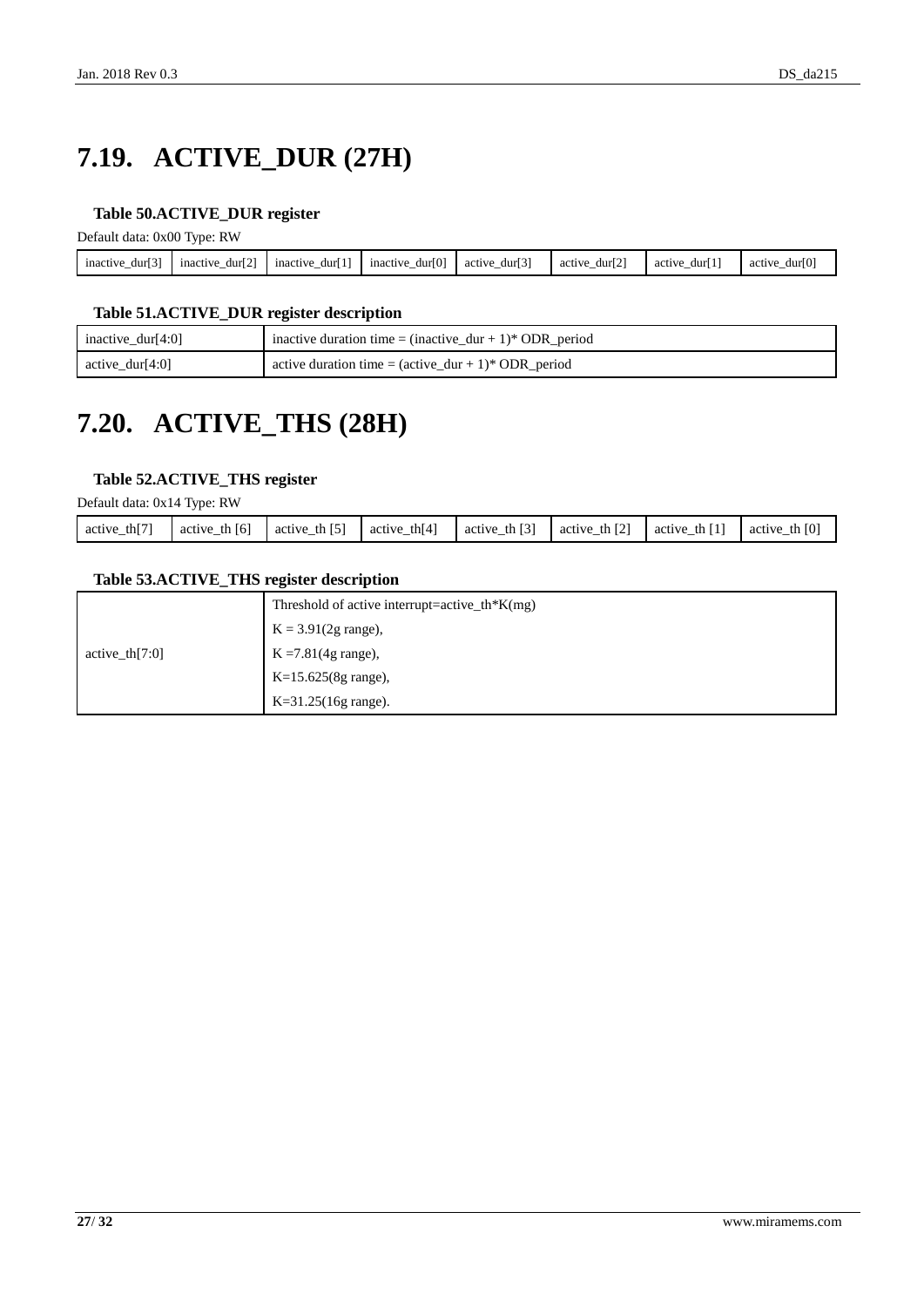# 7.19. ACTIVE_DUR (27H)

**Table 50.ACTIVE_DUR register**

Default data: 0x00 Type: RW

| inactive_dur[3] | inactive_dur[2] | inactive_dur[1] | inactive_dur[0] | active_dur[3] | active_dur[2] | active_dur[1] | active_dur[0] |
|---|---|---|---|---|---|---|---|

**Table 51.ACTIVE_DUR register description**

| | |
|---|---|
| inactive_dur[4:0] | inactive duration time = (inactive_dur + 1)* ODR_period |
| active_dur[4:0] | active duration time = (active_dur + 1)* ODR_period |

# 7.20. ACTIVE_THS (28H)

**Table 52.ACTIVE_THS register**

Default data: 0x14 Type: RW

| active_th[7] | active_th [6] | active_th [5] | active_th[4] | active_th [3] | active_th [2] | active_th [1] | active_th [0] |
|---|---|---|---|---|---|---|---|

**Table 53.ACTIVE_THS register description**

| | |
|---|---|
| active_th[7:0] | Threshold of active interrupt=active_th*K(mg)<br>K = 3.91(2g range),<br>K =7.81(4g range),<br>K=15.625(8g range),<br>K=31.25(16g range). |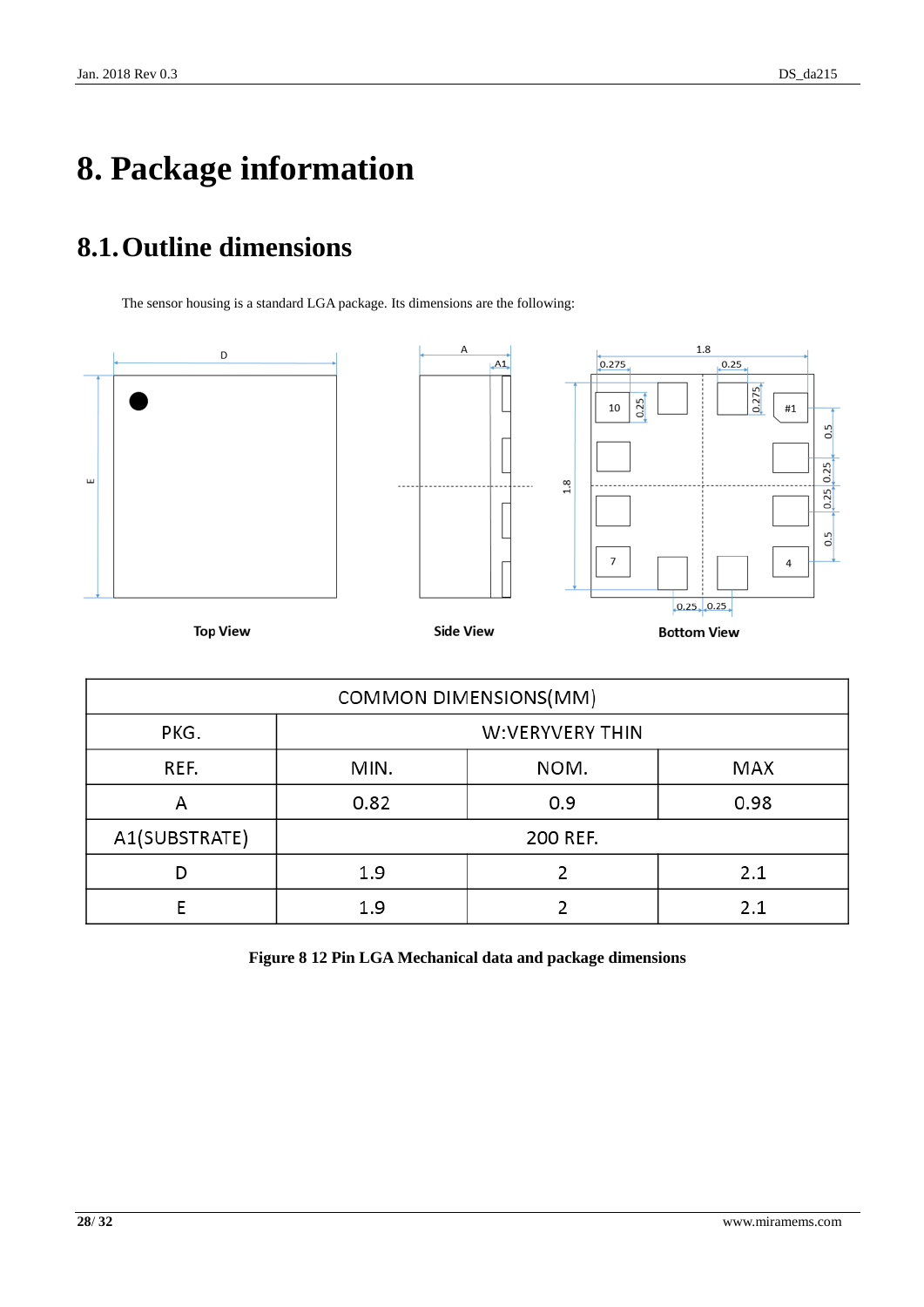# 8. Package information

## 8.1. Outline dimensions

The sensor housing is a standard LGA package. Its dimensions are the following:

Top View

Side View

Bottom View

| COMMON DIMENSIONS(MM) | | | |
|---|---|---|---|
| PKG. | W:VERYVERY THIN | | |
| REF. | MIN. | NOM. | MAX |
| A | 0.82 | 0.9 | 0.98 |
| A1(SUBSTRATE) | 200 REF. | | |
| D | 1.9 | 2 | 2.1 |
| E | 1.9 | 2 | 2.1 |

**Figure 8 12 Pin LGA Mechanical data and package dimensions**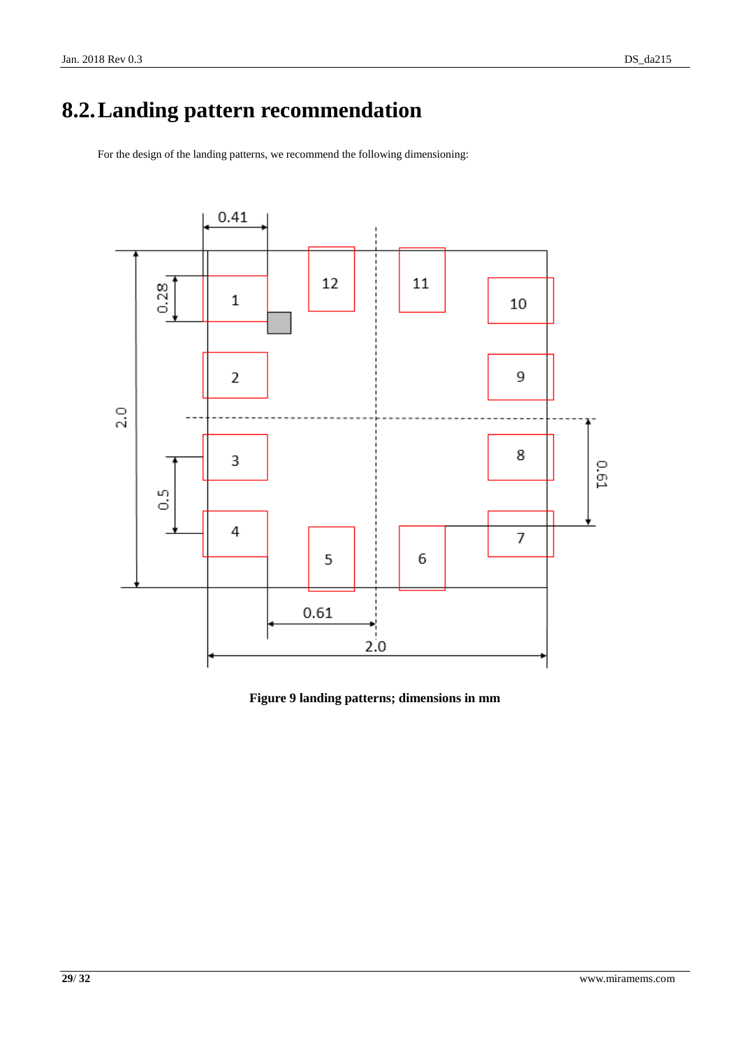## 8.2. Landing pattern recommendation

For the design of the landing patterns, we recommend the following dimensioning:

**Figure 9 landing patterns; dimensions in mm**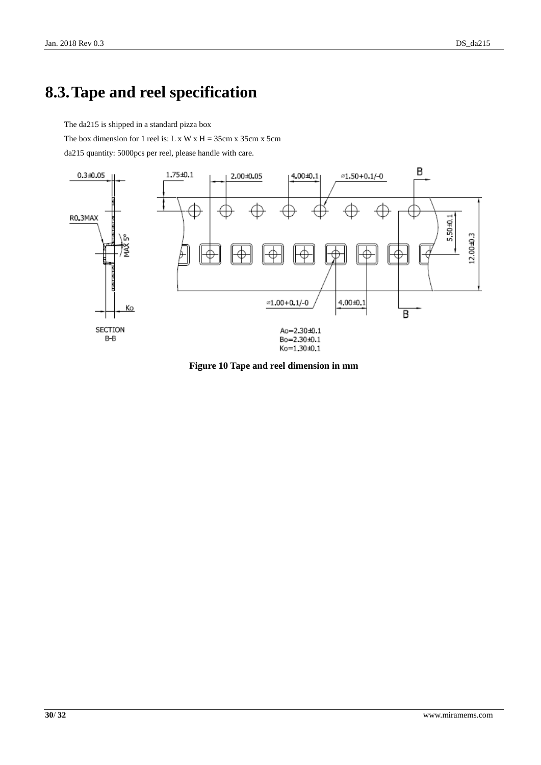# 8.3. Tape and reel specification

The da215 is shipped in a standard pizza box

The box dimension for 1 reel is: L x W x H = 35cm x 35cm x 5cm

da215 quantity: 5000pcs per reel, please handle with care.

**Figure 10 Tape and reel dimension in mm**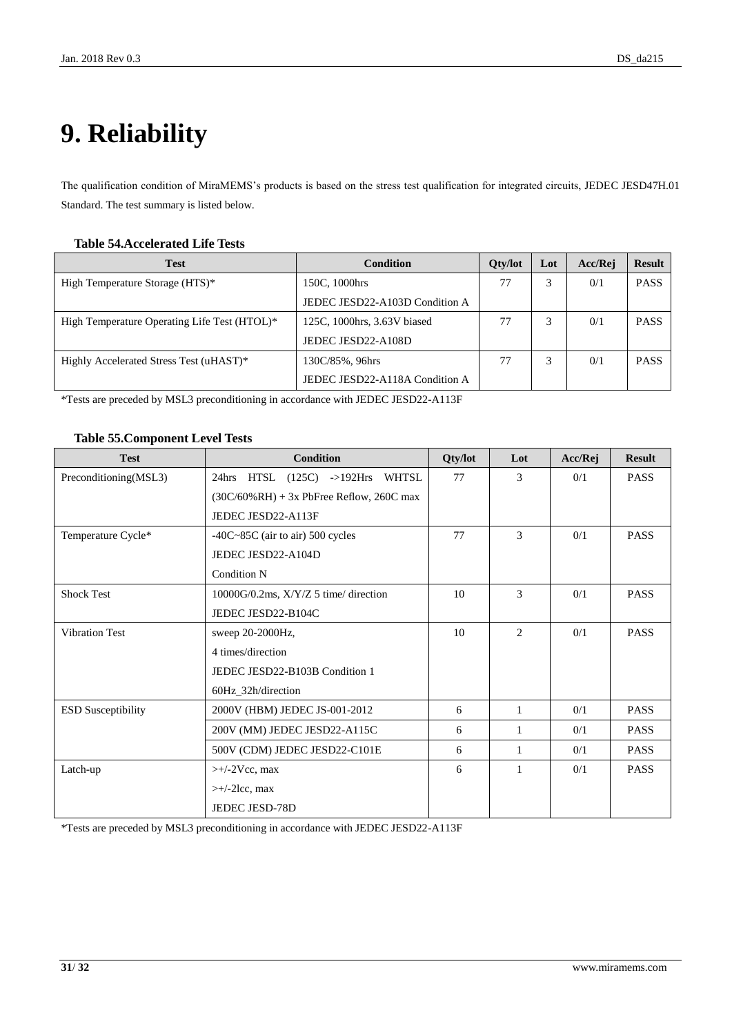# 9. Reliability

The qualification condition of MiraMEMS's products is based on the stress test qualification for integrated circuits, JEDEC JESD47H.01 Standard. The test summary is listed below.

**Table 54.Accelerated Life Tests**

| Test | Condition | Qty/lot | Lot | Acc/Rej | Result |
|---|---|---|---|---|---|
| High Temperature Storage (HTS)* | 150C, 1000hrs<br>JEDEC JESD22-A103D Condition A | 77 | 3 | 0/1 | PASS |
| High Temperature Operating Life Test (HTOL)* | 125C, 1000hrs, 3.63V biased<br>JEDEC JESD22-A108D | 77 | 3 | 0/1 | PASS |
| Highly Accelerated Stress Test (uHAST)* | 130C/85%, 96hrs<br>JEDEC JESD22-A118A Condition A | 77 | 3 | 0/1 | PASS |

*Tests are preceded by MSL3 preconditioning in accordance with JEDEC JESD22-A113F

**Table 55.Component Level Tests**

| Test | Condition | Qty/lot | Lot | Acc/Rej | Result |
|---|---|---|---|---|---|
| Preconditioning(MSL3) | 24hrs HTSL (125C) ->192Hrs WHTSL (30C/60%RH) + 3x PbFree Reflow, 260C max<br>JEDEC JESD22-A113F | 77 | 3 | 0/1 | PASS |
| Temperature Cycle* | -40C~85C (air to air) 500 cycles<br>JEDEC JESD22-A104D<br>Condition N | 77 | 3 | 0/1 | PASS |
| Shock Test | 10000G/0.2ms, X/Y/Z 5 time/ direction<br>JEDEC JESD22-B104C | 10 | 3 | 0/1 | PASS |
| Vibration Test | sweep 20-2000Hz,<br>4 times/direction<br>JEDEC JESD22-B103B Condition 1<br>60Hz_32h/direction | 10 | 2 | 0/1 | PASS |
| ESD Susceptibility | 2000V (HBM) JEDEC JS-001-2012 | 6 | 1 | 0/1 | PASS |
| | 200V (MM) JEDEC JESD22-A115C | 6 | 1 | 0/1 | PASS |
| | 500V (CDM) JEDEC JESD22-C101E | 6 | 1 | 0/1 | PASS |
| Latch-up | >+/-2Vcc, max<br>>+/-2Icc, max<br>JEDEC JESD-78D | 6 | 1 | 0/1 | PASS |

*Tests are preceded by MSL3 preconditioning in accordance with JEDEC JESD22-A113F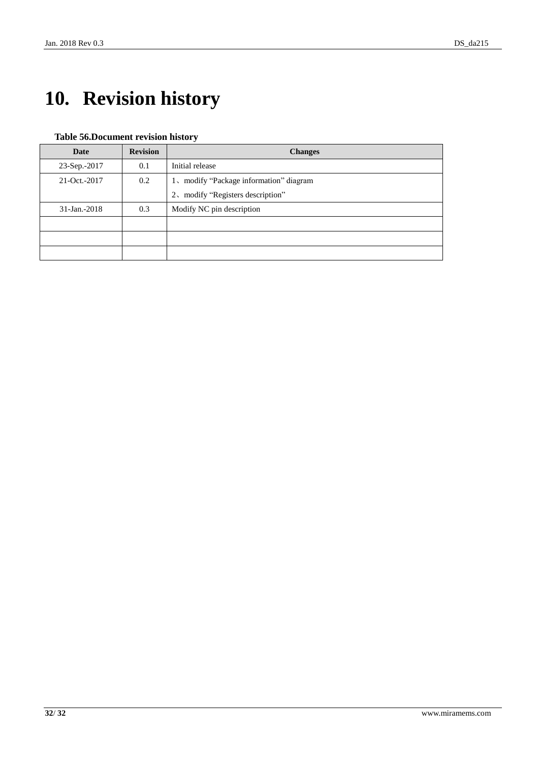# 10. Revision history

**Table 56.Document revision history**

| Date | Revision | Changes |
|---|---|---|
| 23-Sep.-2017 | 0.1 | Initial release |
| 21-Oct.-2017 | 0.2 | 1、modify “Package information” diagram<br>2、modify “Registers description” |
| 31-Jan.-2018 | 0.3 | Modify NC pin description |
| | | |
| | | |
| | | |